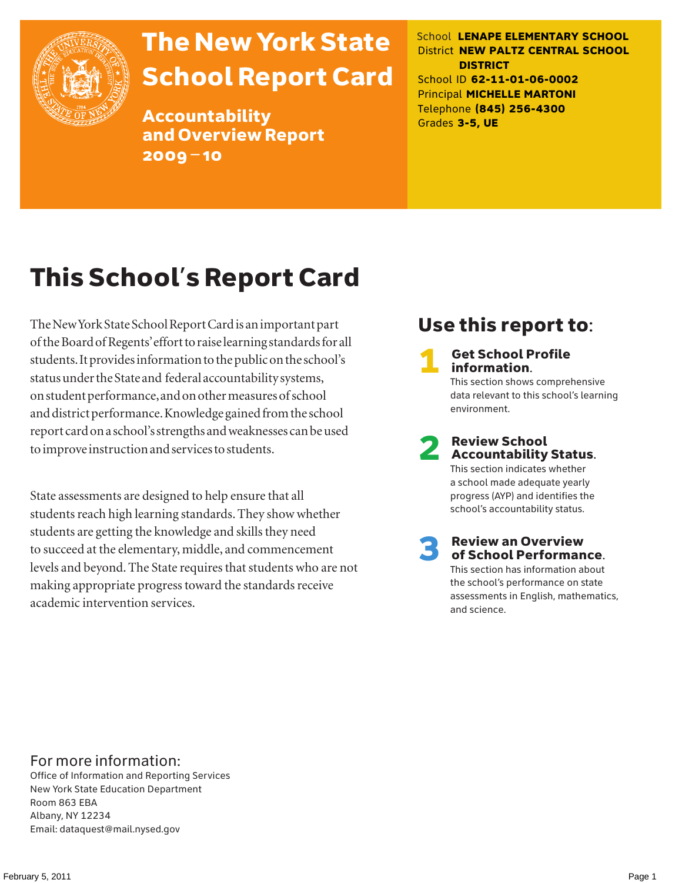# The New York State School Report Card

## Accountability and Overview Report 2009–10

School **LENAPE ELEMENTARY SCHOOL**
District **NEW PALTZ CENTRAL SCHOOL DISTRICT**
School ID **62-11-01-06-0002**
Principal **MICHELLE MARTONI**
Telephone **(845) 256-4300**
Grades **3-5, UE**

# This School's Report Card

The New York State School Report Card is an important part of the Board of Regents' effort to raise learning standards for all students. It provides information to the public on the school's status under the State and federal accountability systems, on student performance, and on other measures of school and district performance. Knowledge gained from the school report card on a school's strengths and weaknesses can be used to improve instruction and services to students.

State assessments are designed to help ensure that all students reach high learning standards. They show whether students are getting the knowledge and skills they need to succeed at the elementary, middle, and commencement levels and beyond. The State requires that students who are not making appropriate progress toward the standards receive academic intervention services.

## Use this report to:

**1 Get School Profile information.**
This section shows comprehensive data relevant to this school's learning environment.

**2 Review School Accountability Status.**
This section indicates whether a school made adequate yearly progress (AYP) and identifies the school's accountability status.

**3 Review an Overview of School Performance.**
This section has information about the school's performance on state assessments in English, mathematics, and science.

For more information:
Office of Information and Reporting Services
New York State Education Department
Room 863 EBA
Albany, NY 12234
Email: dataquest@mail.nysed.gov

February 5, 2011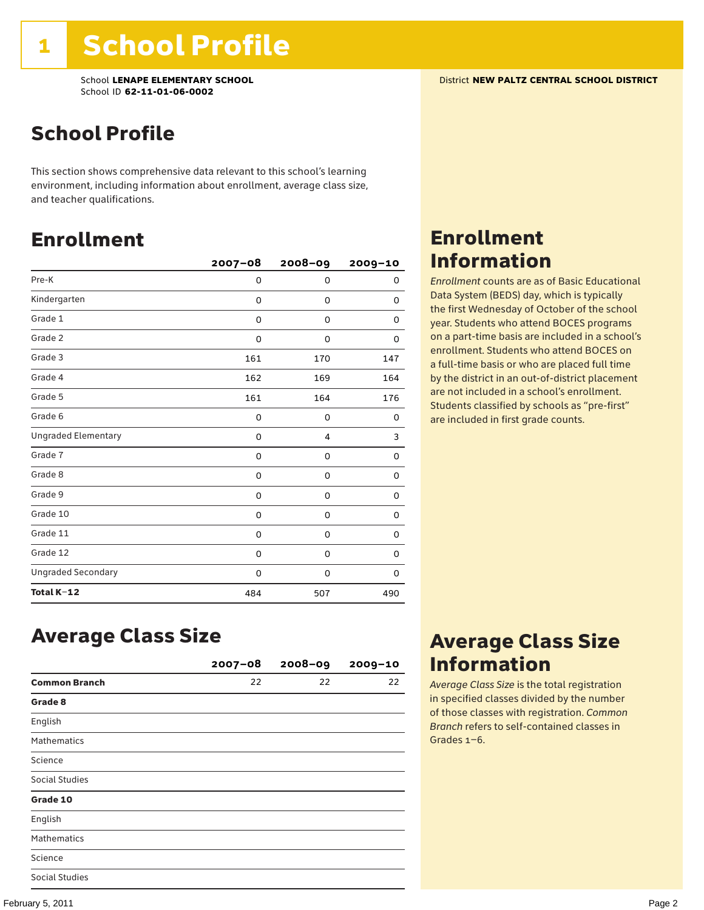# 1 School Profile

School **LENAPE ELEMENTARY SCHOOL**
School ID **62-11-01-06-0002**

District **NEW PALTZ CENTRAL SCHOOL DISTRICT**

## School Profile

This section shows comprehensive data relevant to this school's learning environment, including information about enrollment, average class size, and teacher qualifications.

## Enrollment

| | 2007–08 | 2008–09 | 2009–10 |
|---|---|---|---|
| Pre-K | 0 | 0 | 0 |
| Kindergarten | 0 | 0 | 0 |
| Grade 1 | 0 | 0 | 0 |
| Grade 2 | 0 | 0 | 0 |
| Grade 3 | 161 | 170 | 147 |
| Grade 4 | 162 | 169 | 164 |
| Grade 5 | 161 | 164 | 176 |
| Grade 6 | 0 | 0 | 0 |
| Ungraded Elementary | 0 | 4 | 3 |
| Grade 7 | 0 | 0 | 0 |
| Grade 8 | 0 | 0 | 0 |
| Grade 9 | 0 | 0 | 0 |
| Grade 10 | 0 | 0 | 0 |
| Grade 11 | 0 | 0 | 0 |
| Grade 12 | 0 | 0 | 0 |
| Ungraded Secondary | 0 | 0 | 0 |
| **Total K–12** | 484 | 507 | 490 |

## Enrollment Information

*Enrollment* counts are as of Basic Educational Data System (BEDS) day, which is typically the first Wednesday of October of the school year. Students who attend BOCES programs on a part-time basis are included in a school's enrollment. Students who attend BOCES on a full-time basis or who are placed full time by the district in an out-of-district placement are not included in a school's enrollment. Students classified by schools as "pre-first" are included in first grade counts.

## Average Class Size

| | 2007–08 | 2008–09 | 2009–10 |
|---|---|---|---|
| **Common Branch** | 22 | 22 | 22 |
| **Grade 8** | | | |
| English | | | |
| Mathematics | | | |
| Science | | | |
| Social Studies | | | |
| **Grade 10** | | | |
| English | | | |
| Mathematics | | | |
| Science | | | |
| Social Studies | | | |

## Average Class Size Information

*Average Class Size* is the total registration in specified classes divided by the number of those classes with registration. *Common Branch* refers to self-contained classes in Grades 1–6.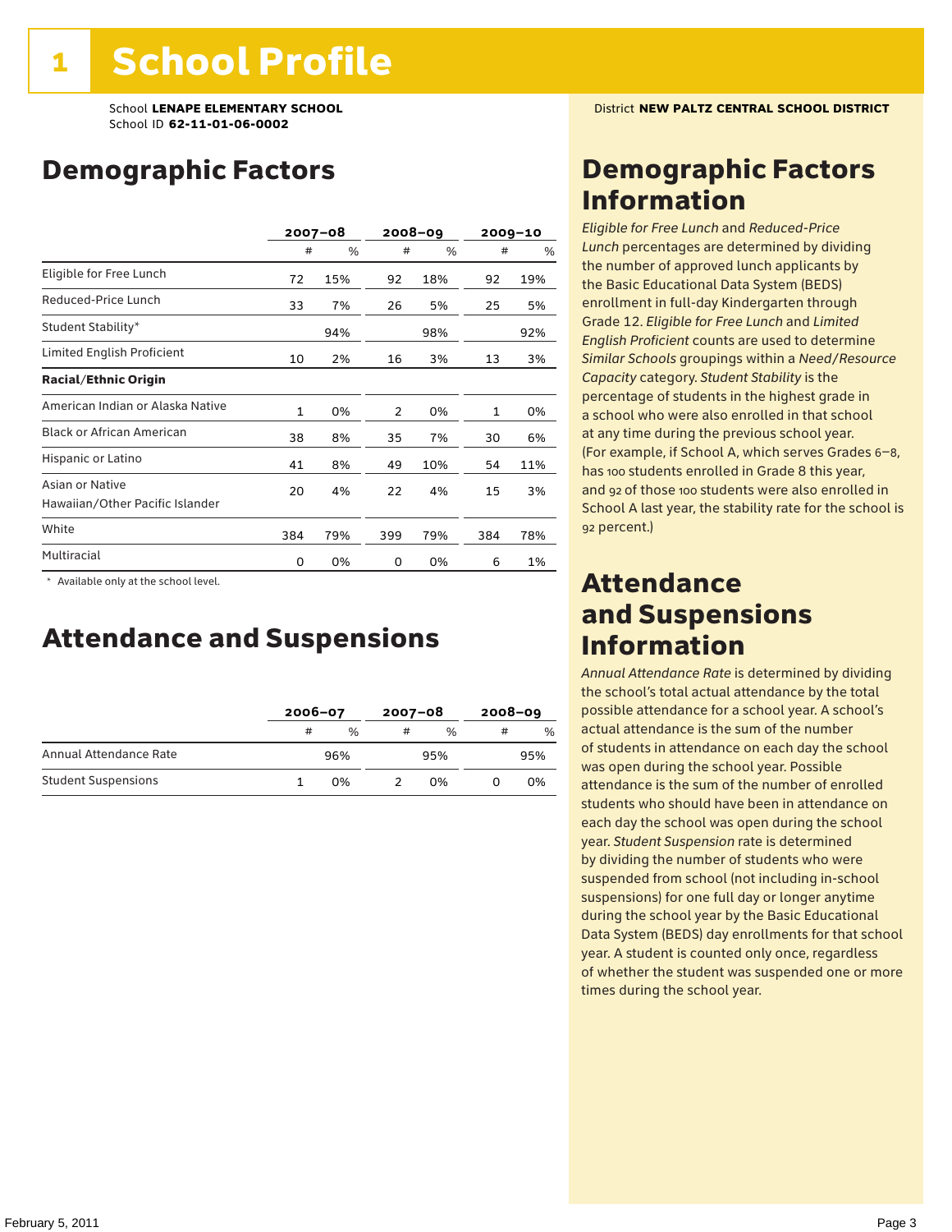# 1 School Profile

School **LENAPE ELEMENTARY SCHOOL**
School ID **62-11-01-06-0002**

District **NEW PALTZ CENTRAL SCHOOL DISTRICT**

## Demographic Factors

| | 2007–08 | | 2008–09 | | 2009–10 | |
|---|---|---|---|---|---|---|
| | # | % | # | % | # | % |
| Eligible for Free Lunch | 72 | 15% | 92 | 18% | 92 | 19% |
| Reduced-Price Lunch | 33 | 7% | 26 | 5% | 25 | 5% |
| Student Stability* | | 94% | | 98% | | 92% |
| Limited English Proficient | 10 | 2% | 16 | 3% | 13 | 3% |
| **Racial/Ethnic Origin** | | | | | | |
| American Indian or Alaska Native | 1 | 0% | 2 | 0% | 1 | 0% |
| Black or African American | 38 | 8% | 35 | 7% | 30 | 6% |
| Hispanic or Latino | 41 | 8% | 49 | 10% | 54 | 11% |
| Asian or Native Hawaiian/Other Pacific Islander | 20 | 4% | 22 | 4% | 15 | 3% |
| White | 384 | 79% | 399 | 79% | 384 | 78% |
| Multiracial | 0 | 0% | 0 | 0% | 6 | 1% |

\* Available only at the school level.

## Attendance and Suspensions

| | 2006–07 | | 2007–08 | | 2008–09 | |
|---|---|---|---|---|---|---|
| | # | % | # | % | # | % |
| Annual Attendance Rate | | 96% | | 95% | | 95% |
| Student Suspensions | 1 | 0% | 2 | 0% | 0 | 0% |

## Demographic Factors Information

*Eligible for Free Lunch* and *Reduced-Price Lunch* percentages are determined by dividing the number of approved lunch applicants by the Basic Educational Data System (BEDS) enrollment in full-day Kindergarten through Grade 12. *Eligible for Free Lunch* and *Limited English Proficient* counts are used to determine *Similar Schools* groupings within a *Need/Resource Capacity* category. *Student Stability* is the percentage of students in the highest grade in a school who were also enrolled in that school at any time during the previous school year. (For example, if School A, which serves Grades 6–8, has 100 students enrolled in Grade 8 this year, and 92 of those 100 students were also enrolled in School A last year, the stability rate for the school is 92 percent.)

## Attendance and Suspensions Information

*Annual Attendance Rate* is determined by dividing the school's total actual attendance by the total possible attendance for a school year. A school's actual attendance is the sum of the number of students in attendance on each day the school was open during the school year. Possible attendance is the sum of the number of enrolled students who should have been in attendance on each day the school was open during the school year. *Student Suspension* rate is determined by dividing the number of students who were suspended from school (not including in-school suspensions) for one full day or longer anytime during the school year by the Basic Educational Data System (BEDS) day enrollments for that school year. A student is counted only once, regardless of whether the student was suspended one or more times during the school year.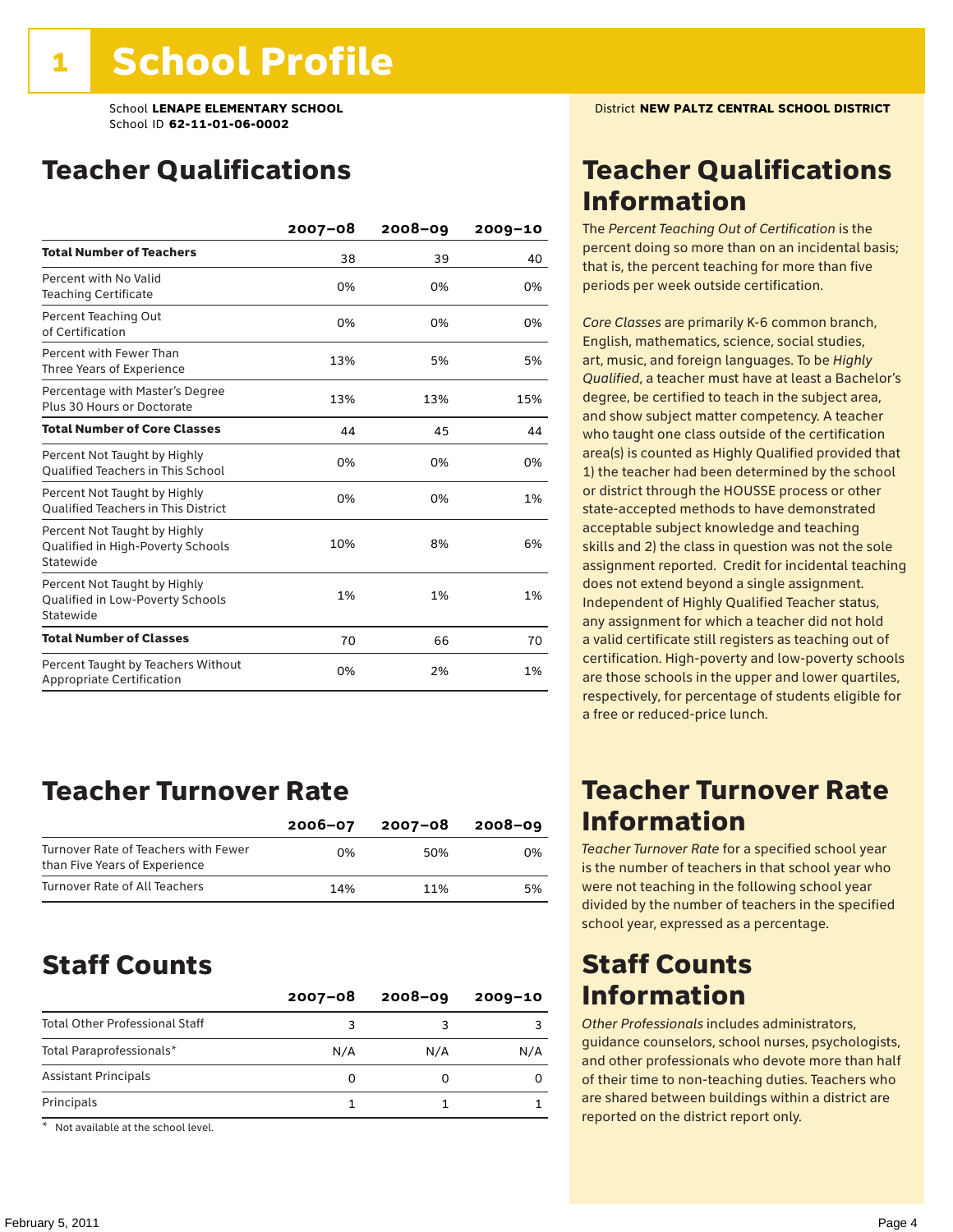# 1 School Profile

School **LENAPE ELEMENTARY SCHOOL**
School ID **62-11-01-06-0002**

District **NEW PALTZ CENTRAL SCHOOL DISTRICT**

## Teacher Qualifications

| | 2007–08 | 2008–09 | 2009–10 |
|---|---|---|---|
| **Total Number of Teachers** | 38 | 39 | 40 |
| Percent with No Valid Teaching Certificate | 0% | 0% | 0% |
| Percent Teaching Out of Certification | 0% | 0% | 0% |
| Percent with Fewer Than Three Years of Experience | 13% | 5% | 5% |
| Percentage with Master's Degree Plus 30 Hours or Doctorate | 13% | 13% | 15% |
| **Total Number of Core Classes** | 44 | 45 | 44 |
| Percent Not Taught by Highly Qualified Teachers in This School | 0% | 0% | 0% |
| Percent Not Taught by Highly Qualified Teachers in This District | 0% | 0% | 1% |
| Percent Not Taught by Highly Qualified in High-Poverty Schools Statewide | 10% | 8% | 6% |
| Percent Not Taught by Highly Qualified in Low-Poverty Schools Statewide | 1% | 1% | 1% |
| **Total Number of Classes** | 70 | 66 | 70 |
| Percent Taught by Teachers Without Appropriate Certification | 0% | 2% | 1% |

## Teacher Qualifications Information

The *Percent Teaching Out of Certification* is the percent doing so more than on an incidental basis; that is, the percent teaching for more than five periods per week outside certification.

*Core Classes* are primarily K-6 common branch, English, mathematics, science, social studies, art, music, and foreign languages. To be *Highly Qualified*, a teacher must have at least a Bachelor's degree, be certified to teach in the subject area, and show subject matter competency. A teacher who taught one class outside of the certification area(s) is counted as Highly Qualified provided that 1) the teacher had been determined by the school or district through the HOUSSE process or other state-accepted methods to have demonstrated acceptable subject knowledge and teaching skills and 2) the class in question was not the sole assignment reported. Credit for incidental teaching does not extend beyond a single assignment. Independent of Highly Qualified Teacher status, any assignment for which a teacher did not hold a valid certificate still registers as teaching out of certification. High-poverty and low-poverty schools are those schools in the upper and lower quartiles, respectively, for percentage of students eligible for a free or reduced-price lunch.

## Teacher Turnover Rate

| | 2006–07 | 2007–08 | 2008–09 |
|---|---|---|---|
| Turnover Rate of Teachers with Fewer than Five Years of Experience | 0% | 50% | 0% |
| Turnover Rate of All Teachers | 14% | 11% | 5% |

## Teacher Turnover Rate Information

*Teacher Turnover Rate* for a specified school year is the number of teachers in that school year who were not teaching in the following school year divided by the number of teachers in the specified school year, expressed as a percentage.

## Staff Counts

| | 2007–08 | 2008–09 | 2009–10 |
|---|---|---|---|
| Total Other Professional Staff | 3 | 3 | 3 |
| Total Paraprofessionals* | N/A | N/A | N/A |
| Assistant Principals | 0 | 0 | 0 |
| Principals | 1 | 1 | 1 |

\* Not available at the school level.

## Staff Counts Information

*Other Professionals* includes administrators, guidance counselors, school nurses, psychologists, and other professionals who devote more than half of their time to non-teaching duties. Teachers who are shared between buildings within a district are reported on the district report only.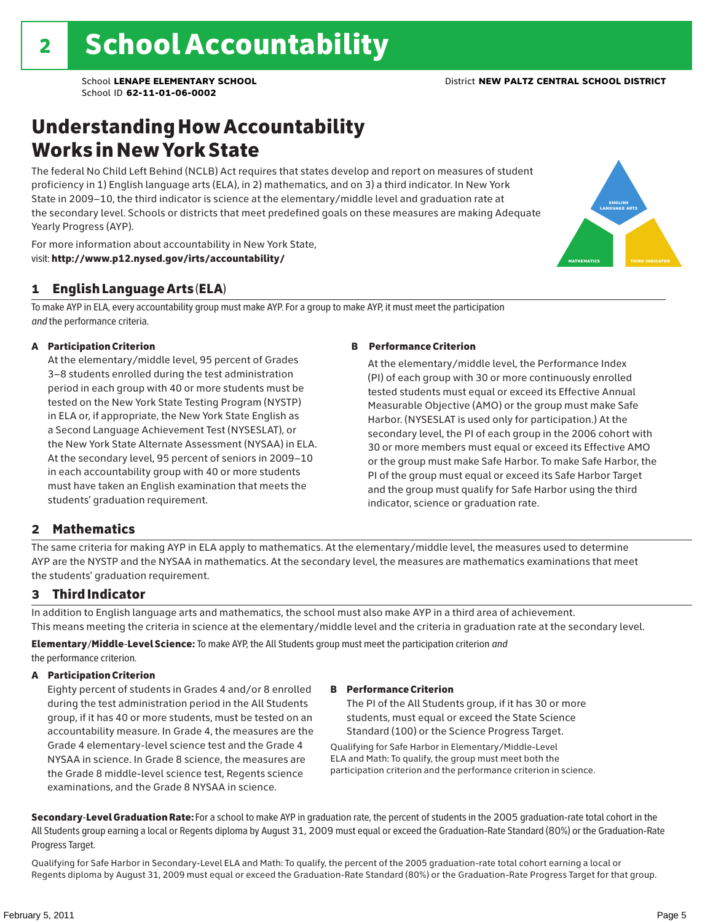# 2 School Accountability

School **LENAPE ELEMENTARY SCHOOL** District **NEW PALTZ CENTRAL SCHOOL DISTRICT**
School ID **62-11-01-06-0002**

## Understanding How Accountability Works in New York State

The federal No Child Left Behind (NCLB) Act requires that states develop and report on measures of student proficiency in 1) English language arts (ELA), in 2) mathematics, and on 3) a third indicator. In New York State in 2009–10, the third indicator is science at the elementary/middle level and graduation rate at the secondary level. Schools or districts that meet predefined goals on these measures are making Adequate Yearly Progress (AYP).

For more information about accountability in New York State, visit: **http://www.p12.nysed.gov/irts/accountability/**

ENGLISH LANGUAGE ARTS

MATHEMATICS

THIRD INDICATOR

### 1 English Language Arts (ELA)

To make AYP in ELA, every accountability group must make AYP. For a group to make AYP, it must meet the participation *and* the performance criteria.

**A Participation Criterion**

At the elementary/middle level, 95 percent of Grades 3–8 students enrolled during the test administration period in each group with 40 or more students must be tested on the New York State Testing Program (NYSTP) in ELA or, if appropriate, the New York State English as a Second Language Achievement Test (NYSESLAT), or the New York State Alternate Assessment (NYSAA) in ELA. At the secondary level, 95 percent of seniors in 2009–10 in each accountability group with 40 or more students must have taken an English examination that meets the students' graduation requirement.

**B Performance Criterion**

At the elementary/middle level, the Performance Index (PI) of each group with 30 or more continuously enrolled tested students must equal or exceed its Effective Annual Measurable Objective (AMO) or the group must make Safe Harbor. (NYSESLAT is used only for participation.) At the secondary level, the PI of each group in the 2006 cohort with 30 or more members must equal or exceed its Effective AMO or the group must make Safe Harbor. To make Safe Harbor, the PI of the group must equal or exceed its Safe Harbor Target and the group must qualify for Safe Harbor using the third indicator, science or graduation rate.

### 2 Mathematics

The same criteria for making AYP in ELA apply to mathematics. At the elementary/middle level, the measures used to determine AYP are the NYSTP and the NYSAA in mathematics. At the secondary level, the measures are mathematics examinations that meet the students' graduation requirement.

### 3 Third Indicator

In addition to English language arts and mathematics, the school must also make AYP in a third area of achievement. This means meeting the criteria in science at the elementary/middle level and the criteria in graduation rate at the secondary level.

**Elementary/Middle-Level Science:** To make AYP, the All Students group must meet the participation criterion *and* the performance criterion.

**A Participation Criterion**

Eighty percent of students in Grades 4 and/or 8 enrolled during the test administration period in the All Students group, if it has 40 or more students, must be tested on an accountability measure. In Grade 4, the measures are the Grade 4 elementary-level science test and the Grade 4 NYSAA in science. In Grade 8 science, the measures are the Grade 8 middle-level science test, Regents science examinations, and the Grade 8 NYSAA in science.

**B Performance Criterion**

The PI of the All Students group, if it has 30 or more students, must equal or exceed the State Science Standard (100) or the Science Progress Target.

Qualifying for Safe Harbor in Elementary/Middle-Level ELA and Math: To qualify, the group must meet both the participation criterion and the performance criterion in science.

**Secondary-Level Graduation Rate:** For a school to make AYP in graduation rate, the percent of students in the 2005 graduation-rate total cohort in the All Students group earning a local or Regents diploma by August 31, 2009 must equal or exceed the Graduation-Rate Standard (80%) or the Graduation-Rate Progress Target.

Qualifying for Safe Harbor in Secondary-Level ELA and Math: To qualify, the percent of the 2005 graduation-rate total cohort earning a local or Regents diploma by August 31, 2009 must equal or exceed the Graduation-Rate Standard (80%) or the Graduation-Rate Progress Target for that group.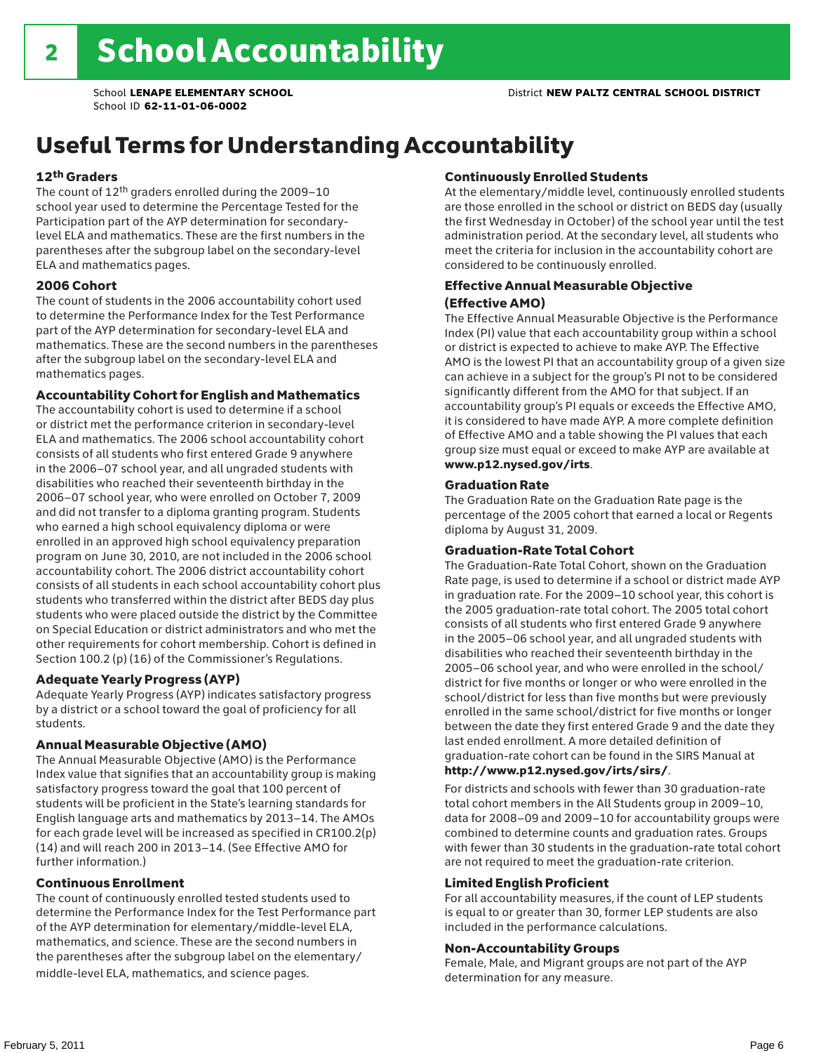# 2 School Accountability

School **LENAPE ELEMENTARY SCHOOL** District **NEW PALTZ CENTRAL SCHOOL DISTRICT**
School ID **62-11-01-06-0002**

## Useful Terms for Understanding Accountability

### 12th Graders

The count of 12th graders enrolled during the 2009–10 school year used to determine the Percentage Tested for the Participation part of the AYP determination for secondary-level ELA and mathematics. These are the first numbers in the parentheses after the subgroup label on the secondary-level ELA and mathematics pages.

### 2006 Cohort

The count of students in the 2006 accountability cohort used to determine the Performance Index for the Test Performance part of the AYP determination for secondary-level ELA and mathematics. These are the second numbers in the parentheses after the subgroup label on the secondary-level ELA and mathematics pages.

### Accountability Cohort for English and Mathematics

The accountability cohort is used to determine if a school or district met the performance criterion in secondary-level ELA and mathematics. The 2006 school accountability cohort consists of all students who first entered Grade 9 anywhere in the 2006–07 school year, and all ungraded students with disabilities who reached their seventeenth birthday in the 2006–07 school year, who were enrolled on October 7, 2009 and did not transfer to a diploma granting program. Students who earned a high school equivalency diploma or were enrolled in an approved high school equivalency preparation program on June 30, 2010, are not included in the 2006 school accountability cohort. The 2006 district accountability cohort consists of all students in each school accountability cohort plus students who transferred within the district after BEDS day plus students who were placed outside the district by the Committee on Special Education or district administrators and who met the other requirements for cohort membership. Cohort is defined in Section 100.2 (p) (16) of the Commissioner's Regulations.

### Adequate Yearly Progress (AYP)

Adequate Yearly Progress (AYP) indicates satisfactory progress by a district or a school toward the goal of proficiency for all students.

### Annual Measurable Objective (AMO)

The Annual Measurable Objective (AMO) is the Performance Index value that signifies that an accountability group is making satisfactory progress toward the goal that 100 percent of students will be proficient in the State's learning standards for English language arts and mathematics by 2013–14. The AMOs for each grade level will be increased as specified in CR100.2(p)(14) and will reach 200 in 2013–14. (See Effective AMO for further information.)

### Continuous Enrollment

The count of continuously enrolled tested students used to determine the Performance Index for the Test Performance part of the AYP determination for elementary/middle-level ELA, mathematics, and science. These are the second numbers in the parentheses after the subgroup label on the elementary/middle-level ELA, mathematics, and science pages.

### Continuously Enrolled Students

At the elementary/middle level, continuously enrolled students are those enrolled in the school or district on BEDS day (usually the first Wednesday in October) of the school year until the test administration period. At the secondary level, all students who meet the criteria for inclusion in the accountability cohort are considered to be continuously enrolled.

### Effective Annual Measurable Objective (Effective AMO)

The Effective Annual Measurable Objective is the Performance Index (PI) value that each accountability group within a school or district is expected to achieve to make AYP. The Effective AMO is the lowest PI that an accountability group of a given size can achieve in a subject for the group's PI not to be considered significantly different from the AMO for that subject. If an accountability group's PI equals or exceeds the Effective AMO, it is considered to have made AYP. A more complete definition of Effective AMO and a table showing the PI values that each group size must equal or exceed to make AYP are available at **www.p12.nysed.gov/irts**.

### Graduation Rate

The Graduation Rate on the Graduation Rate page is the percentage of the 2005 cohort that earned a local or Regents diploma by August 31, 2009.

### Graduation-Rate Total Cohort

The Graduation-Rate Total Cohort, shown on the Graduation Rate page, is used to determine if a school or district made AYP in graduation rate. For the 2009–10 school year, this cohort is the 2005 graduation-rate total cohort. The 2005 total cohort consists of all students who first entered Grade 9 anywhere in the 2005–06 school year, and all ungraded students with disabilities who reached their seventeenth birthday in the 2005–06 school year, and who were enrolled in the school/district for five months or longer or who were enrolled in the school/district for less than five months but were previously enrolled in the same school/district for five months or longer between the date they first entered Grade 9 and the date they last ended enrollment. A more detailed definition of graduation-rate cohort can be found in the SIRS Manual at **http://www.p12.nysed.gov/irts/sirs/**.

For districts and schools with fewer than 30 graduation-rate total cohort members in the All Students group in 2009–10, data for 2008–09 and 2009–10 for accountability groups were combined to determine counts and graduation rates. Groups with fewer than 30 students in the graduation-rate total cohort are not required to meet the graduation-rate criterion.

### Limited English Proficient

For all accountability measures, if the count of LEP students is equal to or greater than 30, former LEP students are also included in the performance calculations.

### Non-Accountability Groups

Female, Male, and Migrant groups are not part of the AYP determination for any measure.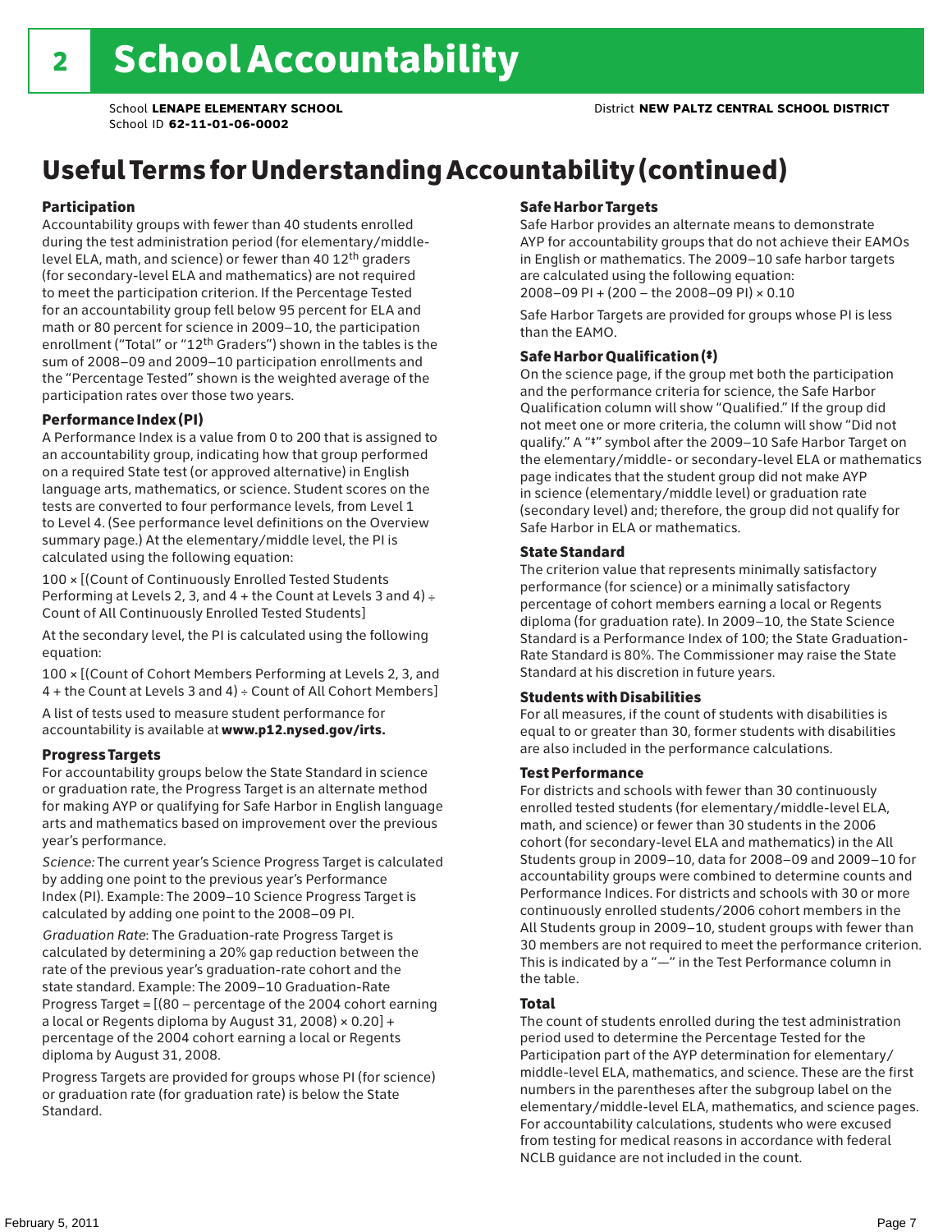# 2 School Accountability

School **LENAPE ELEMENTARY SCHOOL** District **NEW PALTZ CENTRAL SCHOOL DISTRICT**
School ID **62-11-01-06-0002**

## Useful Terms for Understanding Accountability (continued)

### Participation

Accountability groups with fewer than 40 students enrolled during the test administration period (for elementary/middle-level ELA, math, and science) or fewer than 40 12th graders (for secondary-level ELA and mathematics) are not required to meet the participation criterion. If the Percentage Tested for an accountability group fell below 95 percent for ELA and math or 80 percent for science in 2009–10, the participation enrollment ("Total" or "12th Graders") shown in the tables is the sum of 2008–09 and 2009–10 participation enrollments and the "Percentage Tested" shown is the weighted average of the participation rates over those two years.

### Performance Index (PI)

A Performance Index is a value from 0 to 200 that is assigned to an accountability group, indicating how that group performed on a required State test (or approved alternative) in English language arts, mathematics, or science. Student scores on the tests are converted to four performance levels, from Level 1 to Level 4. (See performance level definitions on the Overview summary page.) At the elementary/middle level, the PI is calculated using the following equation:

100 × [(Count of Continuously Enrolled Tested Students Performing at Levels 2, 3, and 4 + the Count at Levels 3 and 4) ÷ Count of All Continuously Enrolled Tested Students]

At the secondary level, the PI is calculated using the following equation:

100 × [(Count of Cohort Members Performing at Levels 2, 3, and 4 + the Count at Levels 3 and 4) ÷ Count of All Cohort Members]

A list of tests used to measure student performance for accountability is available at **www.p12.nysed.gov/irts.**

### Progress Targets

For accountability groups below the State Standard in science or graduation rate, the Progress Target is an alternate method for making AYP or qualifying for Safe Harbor in English language arts and mathematics based on improvement over the previous year's performance.

*Science:* The current year's Science Progress Target is calculated by adding one point to the previous year's Performance Index (PI). Example: The 2009–10 Science Progress Target is calculated by adding one point to the 2008–09 PI.

*Graduation Rate*: The Graduation-rate Progress Target is calculated by determining a 20% gap reduction between the rate of the previous year's graduation-rate cohort and the state standard. Example: The 2009–10 Graduation-Rate Progress Target = [(80 – percentage of the 2004 cohort earning a local or Regents diploma by August 31, 2008) × 0.20] + percentage of the 2004 cohort earning a local or Regents diploma by August 31, 2008.

Progress Targets are provided for groups whose PI (for science) or graduation rate (for graduation rate) is below the State Standard.

### Safe Harbor Targets

Safe Harbor provides an alternate means to demonstrate AYP for accountability groups that do not achieve their EAMOs in English or mathematics. The 2009–10 safe harbor targets are calculated using the following equation:
2008–09 PI + (200 – the 2008–09 PI) × 0.10

Safe Harbor Targets are provided for groups whose PI is less than the EAMO.

### Safe Harbor Qualification (‡)

On the science page, if the group met both the participation and the performance criteria for science, the Safe Harbor Qualification column will show "Qualified." If the group did not meet one or more criteria, the column will show "Did not qualify." A "‡" symbol after the 2009–10 Safe Harbor Target on the elementary/middle- or secondary-level ELA or mathematics page indicates that the student group did not make AYP in science (elementary/middle level) or graduation rate (secondary level) and; therefore, the group did not qualify for Safe Harbor in ELA or mathematics.

### State Standard

The criterion value that represents minimally satisfactory performance (for science) or a minimally satisfactory percentage of cohort members earning a local or Regents diploma (for graduation rate). In 2009–10, the State Science Standard is a Performance Index of 100; the State Graduation-Rate Standard is 80%. The Commissioner may raise the State Standard at his discretion in future years.

### Students with Disabilities

For all measures, if the count of students with disabilities is equal to or greater than 30, former students with disabilities are also included in the performance calculations.

### Test Performance

For districts and schools with fewer than 30 continuously enrolled tested students (for elementary/middle-level ELA, math, and science) or fewer than 30 students in the 2006 cohort (for secondary-level ELA and mathematics) in the All Students group in 2009–10, data for 2008–09 and 2009–10 for accountability groups were combined to determine counts and Performance Indices. For districts and schools with 30 or more continuously enrolled students/2006 cohort members in the All Students group in 2009–10, student groups with fewer than 30 members are not required to meet the performance criterion. This is indicated by a "—" in the Test Performance column in the table.

### Total

The count of students enrolled during the test administration period used to determine the Percentage Tested for the Participation part of the AYP determination for elementary/middle-level ELA, mathematics, and science. These are the first numbers in the parentheses after the subgroup label on the elementary/middle-level ELA, mathematics, and science pages. For accountability calculations, students who were excused from testing for medical reasons in accordance with federal NCLB guidance are not included in the count.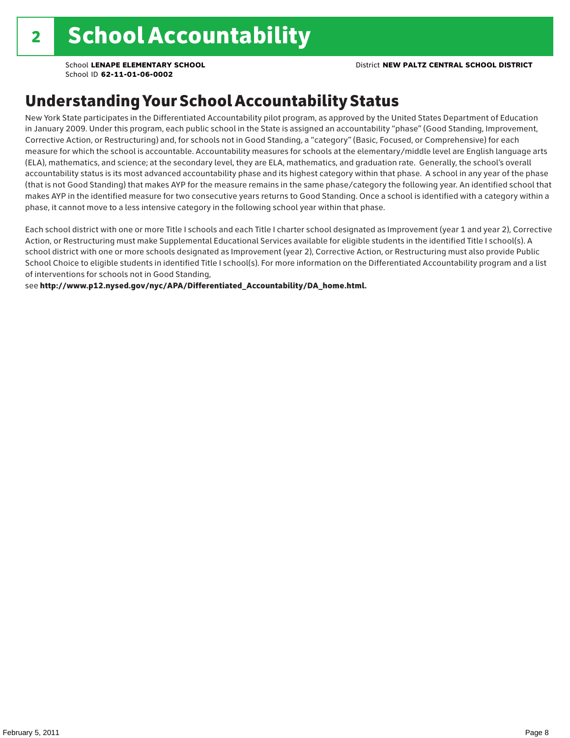# 2 School Accountability

School **LENAPE ELEMENTARY SCHOOL**
School ID **62-11-01-06-0002**

District **NEW PALTZ CENTRAL SCHOOL DISTRICT**

## Understanding Your School Accountability Status

New York State participates in the Differentiated Accountability pilot program, as approved by the United States Department of Education in January 2009. Under this program, each public school in the State is assigned an accountability "phase" (Good Standing, Improvement, Corrective Action, or Restructuring) and, for schools not in Good Standing, a "category" (Basic, Focused, or Comprehensive) for each measure for which the school is accountable. Accountability measures for schools at the elementary/middle level are English language arts (ELA), mathematics, and science; at the secondary level, they are ELA, mathematics, and graduation rate. Generally, the school's overall accountability status is its most advanced accountability phase and its highest category within that phase. A school in any year of the phase (that is not Good Standing) that makes AYP for the measure remains in the same phase/category the following year. An identified school that makes AYP in the identified measure for two consecutive years returns to Good Standing. Once a school is identified with a category within a phase, it cannot move to a less intensive category in the following school year within that phase.

Each school district with one or more Title I schools and each Title I charter school designated as Improvement (year 1 and year 2), Corrective Action, or Restructuring must make Supplemental Educational Services available for eligible students in the identified Title I school(s). A school district with one or more schools designated as Improvement (year 2), Corrective Action, or Restructuring must also provide Public School Choice to eligible students in identified Title I school(s). For more information on the Differentiated Accountability program and a list of interventions for schools not in Good Standing,
see **http://www.p12.nysed.gov/nyc/APA/Differentiated_Accountability/DA_home.html.**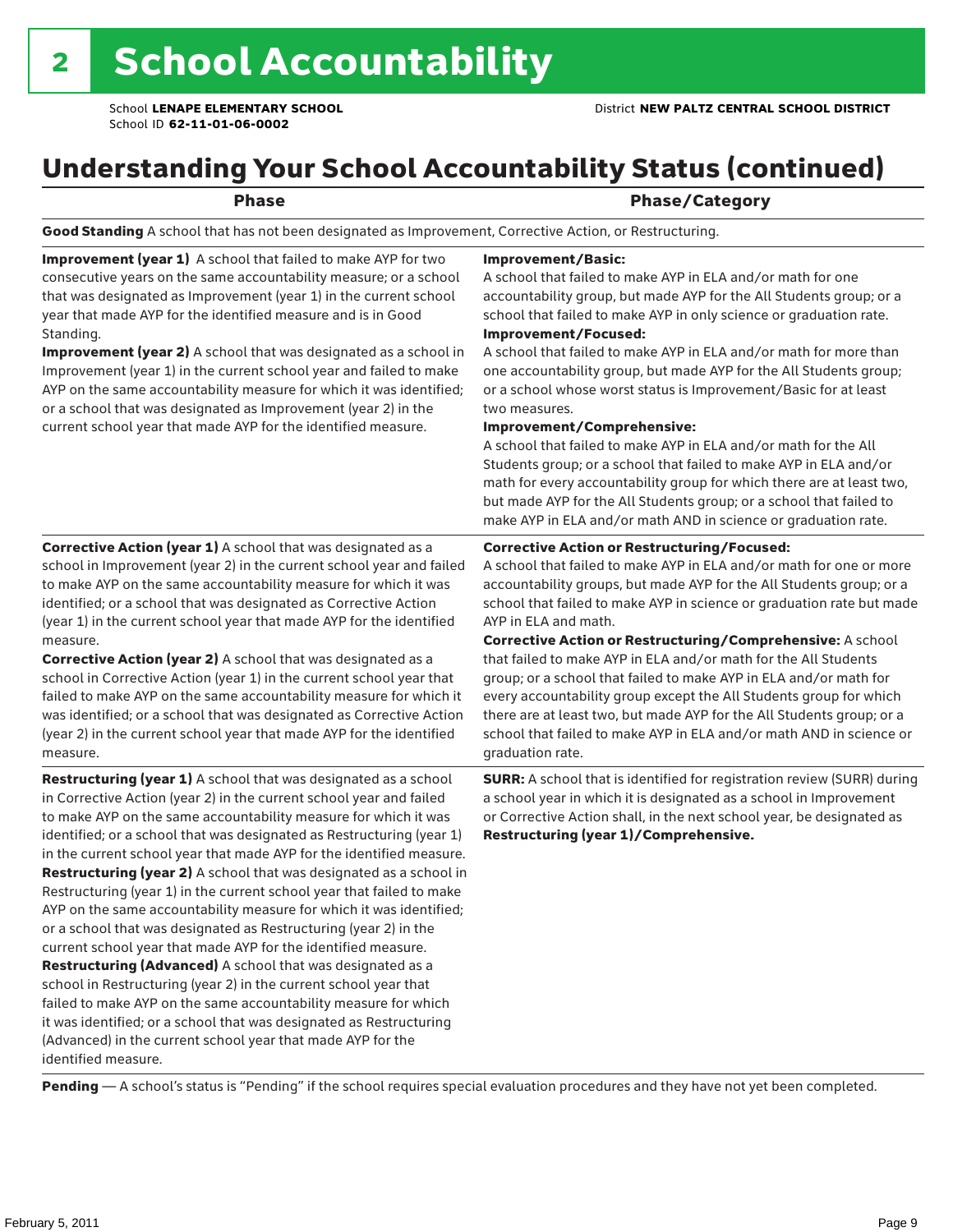# 2 School Accountability

School **LENAPE ELEMENTARY SCHOOL**
School ID **62-11-01-06-0002**

District **NEW PALTZ CENTRAL SCHOOL DISTRICT**

## Understanding Your School Accountability Status (continued)

| Phase | Phase/Category |
|---|---|
| **Good Standing** A school that has not been designated as Improvement, Corrective Action, or Restructuring. | |
| **Improvement (year 1)** A school that failed to make AYP for two consecutive years on the same accountability measure; or a school that was designated as Improvement (year 1) in the current school year that made AYP for the identified measure and is in Good Standing.<br>**Improvement (year 2)** A school that was designated as a school in Improvement (year 1) in the current school year and failed to make AYP on the same accountability measure for which it was identified; or a school that was designated as Improvement (year 2) in the current school year that made AYP for the identified measure. | **Improvement/Basic:**<br>A school that failed to make AYP in ELA and/or math for one accountability group, but made AYP for the All Students group; or a school that failed to make AYP in only science or graduation rate.<br>**Improvement/Focused:**<br>A school that failed to make AYP in ELA and/or math for more than one accountability group, but made AYP for the All Students group; or a school whose worst status is Improvement/Basic for at least two measures.<br>**Improvement/Comprehensive:**<br>A school that failed to make AYP in ELA and/or math for the All Students group; or a school that failed to make AYP in ELA and/or math for every accountability group for which there are at least two, but made AYP for the All Students group; or a school that failed to make AYP in ELA and/or math AND in science or graduation rate. |
| **Corrective Action (year 1)** A school that was designated as a school in Improvement (year 2) in the current school year and failed to make AYP on the same accountability measure for which it was identified; or a school that was designated as Corrective Action (year 1) in the current school year that made AYP for the identified measure.<br>**Corrective Action (year 2)** A school that was designated as a school in Corrective Action (year 1) in the current school year that failed to make AYP on the same accountability measure for which it was identified; or a school that was designated as Corrective Action (year 2) in the current school year that made AYP for the identified measure. | **Corrective Action or Restructuring/Focused:**<br>A school that failed to make AYP in ELA and/or math for one or more accountability groups, but made AYP for the All Students group; or a school that failed to make AYP in science or graduation rate but made AYP in ELA and math.<br>**Corrective Action or Restructuring/Comprehensive:** A school that failed to make AYP in ELA and/or math for the All Students group; or a school that failed to make AYP in ELA and/or math for every accountability group except the All Students group for which there are at least two, but made AYP for the All Students group; or a school that failed to make AYP in ELA and/or math AND in science or graduation rate. |
| **Restructuring (year 1)** A school that was designated as a school in Corrective Action (year 2) in the current school year and failed to make AYP on the same accountability measure for which it was identified; or a school that was designated as Restructuring (year 1) in the current school year that made AYP for the identified measure.<br>**Restructuring (year 2)** A school that was designated as a school in Restructuring (year 1) in the current school year that failed to make AYP on the same accountability measure for which it was identified; or a school that was designated as Restructuring (year 2) in the current school year that made AYP for the identified measure.<br>**Restructuring (Advanced)** A school that was designated as a school in Restructuring (year 2) in the current school year that failed to make AYP on the same accountability measure for which it was identified; or a school that was designated as Restructuring (Advanced) in the current school year that made AYP for the identified measure. | **SURR:** A school that is identified for registration review (SURR) during a school year in which it is designated as a school in Improvement or Corrective Action shall, in the next school year, be designated as **Restructuring (year 1)/Comprehensive.** |
| **Pending** — A school's status is "Pending" if the school requires special evaluation procedures and they have not yet been completed. | |

February 5, 2011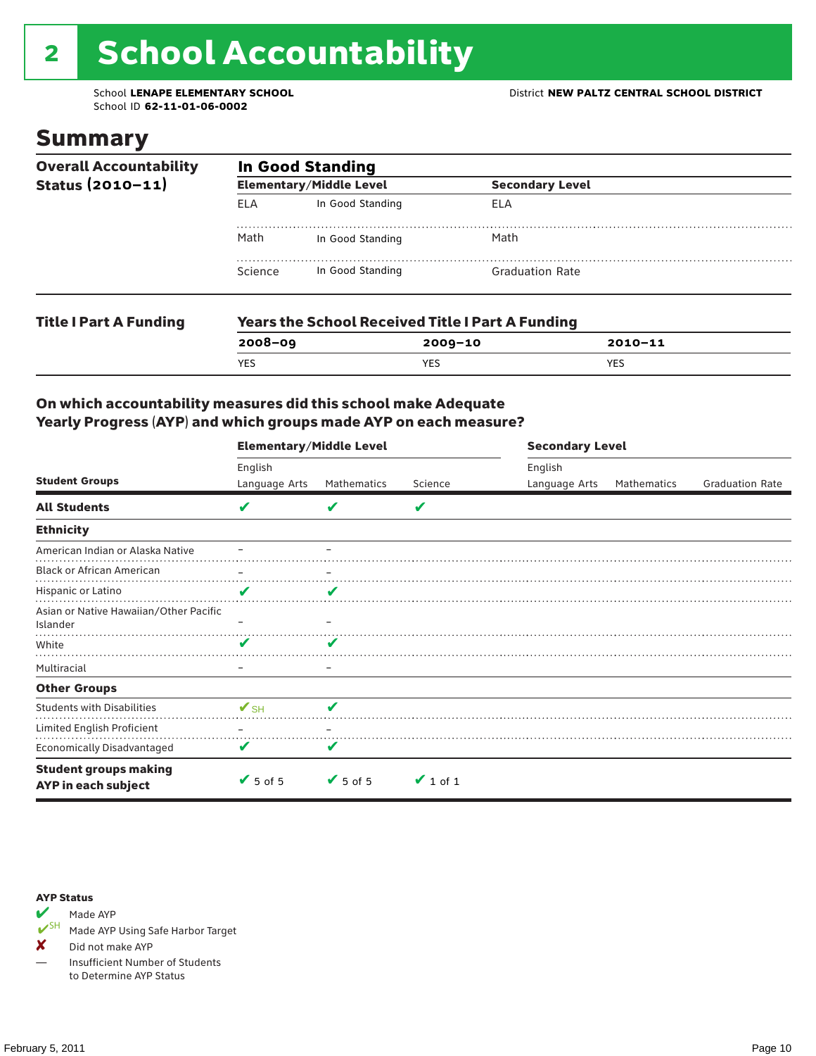# 2 School Accountability

School **LENAPE ELEMENTARY SCHOOL**
School ID **62-11-01-06-0002**

District **NEW PALTZ CENTRAL SCHOOL DISTRICT**

## Summary

**Overall Accountability Status (2010–11)**

**In Good Standing**

| Elementary/Middle Level | | Secondary Level | |
|---|---|---|---|
| ELA | In Good Standing | ELA | |
| Math | In Good Standing | Math | |
| Science | In Good Standing | Graduation Rate | |

**Title I Part A Funding**

**Years the School Received Title I Part A Funding**

| 2008–09 | 2009–10 | 2010–11 |
|---|---|---|
| YES | YES | YES |

### On which accountability measures did this school make Adequate Yearly Progress (AYP) and which groups made AYP on each measure?

| | Elementary/Middle Level | | | Secondary Level | | |
|---|---|---|---|---|---|---|
| **Student Groups** | English Language Arts | Mathematics | Science | English Language Arts | Mathematics | Graduation Rate |
| **All Students** | ✔ | ✔ | ✔ | | | |
| **Ethnicity** | | | | | | |
| American Indian or Alaska Native | – | – | | | | |
| Black or African American | – | – | | | | |
| Hispanic or Latino | ✔ | ✔ | | | | |
| Asian or Native Hawaiian/Other Pacific Islander | – | – | | | | |
| White | ✔ | ✔ | | | | |
| Multiracial | – | – | | | | |
| **Other Groups** | | | | | | |
| Students with Disabilities | ✔SH | ✔ | | | | |
| Limited English Proficient | – | – | | | | |
| Economically Disadvantaged | ✔ | ✔ | | | | |
| **Student groups making AYP in each subject** | ✔ 5 of 5 | ✔ 5 of 5 | ✔ 1 of 1 | | | |

**AYP Status**

- ✔ Made AYP
- ✔SH Made AYP Using Safe Harbor Target
- ✘ Did not make AYP
- — Insufficient Number of Students to Determine AYP Status

February 5, 2011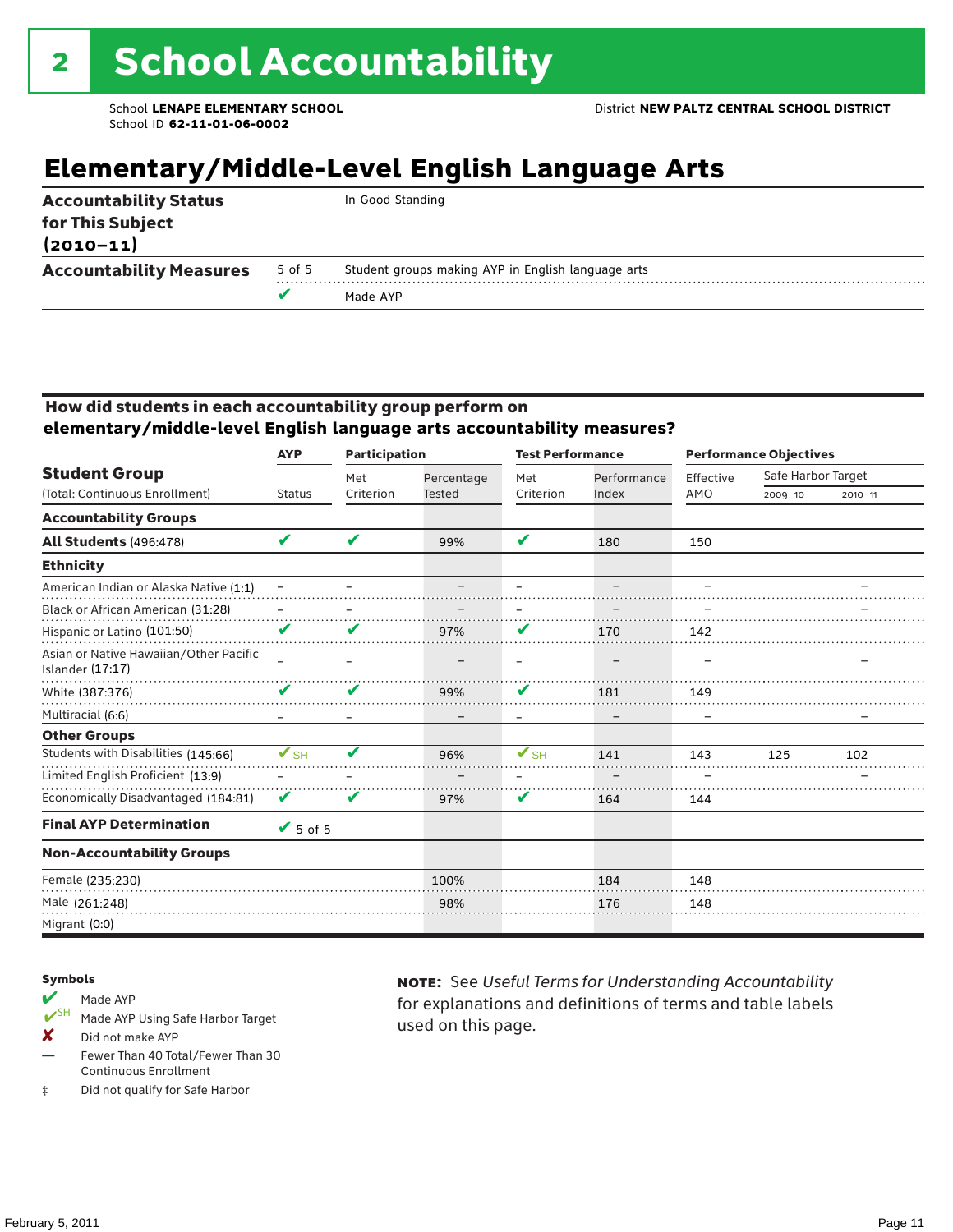# 2 School Accountability

School **LENAPE ELEMENTARY SCHOOL**
School ID **62-11-01-06-0002**

District **NEW PALTZ CENTRAL SCHOOL DISTRICT**

## Elementary/Middle-Level English Language Arts

| | | |
|---|---|---|
| **Accountability Status for This Subject (2010–11)** | | In Good Standing |
| **Accountability Measures** | 5 of 5 | Student groups making AYP in English language arts |
| | ✔ | Made AYP |

### How did students in each accountability group perform on elementary/middle-level English language arts accountability measures?

| Student Group (Total: Continuous Enrollment) | AYP Status | Participation: Met Criterion | Participation: Percentage Tested | Test Performance: Met Criterion | Test Performance: Performance Index | Performance Objectives: Effective AMO | Safe Harbor Target 2009–10 | Safe Harbor Target 2010–11 |
|---|---|---|---|---|---|---|---|---|
| **Accountability Groups** | | | | | | | | |
| **All Students** (496:478) | ✔ | ✔ | 99% | ✔ | 180 | 150 | | |
| **Ethnicity** | | | | | | | | |
| American Indian or Alaska Native (1:1) | – | – | – | – | – | – | | – |
| Black or African American (31:28) | – | – | – | – | – | – | | – |
| Hispanic or Latino (101:50) | ✔ | ✔ | 97% | ✔ | 170 | 142 | | |
| Asian or Native Hawaiian/Other Pacific Islander (17:17) | – | – | – | – | – | – | | – |
| White (387:376) | ✔ | ✔ | 99% | ✔ | 181 | 149 | | |
| Multiracial (6:6) | – | – | – | – | – | – | | – |
| **Other Groups** | | | | | | | | |
| Students with Disabilities (145:66) | ✔SH | ✔ | 96% | ✔SH | 141 | 143 | 125 | 102 |
| Limited English Proficient (13:9) | – | – | – | – | – | – | | – |
| Economically Disadvantaged (184:81) | ✔ | ✔ | 97% | ✔ | 164 | 144 | | |
| **Final AYP Determination** | ✔ 5 of 5 | | | | | | | |
| **Non-Accountability Groups** | | | | | | | | |
| Female (235:230) | | | 100% | | 184 | 148 | | |
| Male (261:248) | | | 98% | | 176 | 148 | | |
| Migrant (0:0) | | | | | | | | |

**Symbols**

- ✔ Made AYP
- ✔SH Made AYP Using Safe Harbor Target
- ✘ Did not make AYP
- — Fewer Than 40 Total/Fewer Than 30 Continuous Enrollment
- ‡ Did not qualify for Safe Harbor

**NOTE:** See *Useful Terms for Understanding Accountability* for explanations and definitions of terms and table labels used on this page.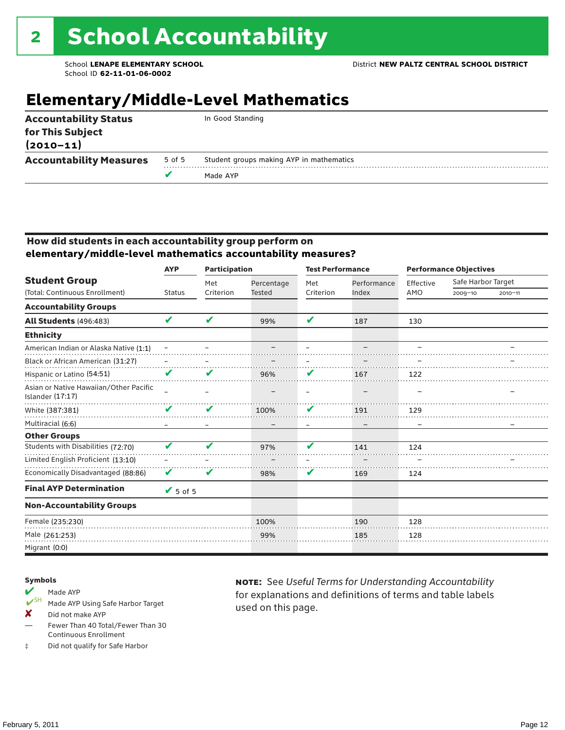# 2 School Accountability

School **LENAPE ELEMENTARY SCHOOL**
School ID **62-11-01-06-0002**

District **NEW PALTZ CENTRAL SCHOOL DISTRICT**

## Elementary/Middle-Level Mathematics

| | | |
|---|---|---|
| **Accountability Status for This Subject (2010–11)** | | In Good Standing |
| **Accountability Measures** | 5 of 5 | Student groups making AYP in mathematics |
| | ✔ | Made AYP |

### How did students in each accountability group perform on elementary/middle-level mathematics accountability measures?

| Student Group (Total: Continuous Enrollment) | AYP Status | Participation: Met Criterion | Participation: Percentage Tested | Test Performance: Met Criterion | Test Performance: Performance Index | Performance Objectives: Effective AMO | Safe Harbor Target 2009–10 | Safe Harbor Target 2010–11 |
|---|---|---|---|---|---|---|---|---|
| **Accountability Groups** | | | | | | | | |
| **All Students** (496:483) | ✔ | ✔ | 99% | ✔ | 187 | 130 | | |
| **Ethnicity** | | | | | | | | |
| American Indian or Alaska Native (1:1) | – | – | – | – | – | – | | – |
| Black or African American (31:27) | – | – | – | – | – | – | | – |
| Hispanic or Latino (54:51) | ✔ | ✔ | 96% | ✔ | 167 | 122 | | |
| Asian or Native Hawaiian/Other Pacific Islander (17:17) | – | – | – | – | – | – | | – |
| White (387:381) | ✔ | ✔ | 100% | ✔ | 191 | 129 | | |
| Multiracial (6:6) | – | – | – | – | – | – | | – |
| **Other Groups** | | | | | | | | |
| Students with Disabilities (72:70) | ✔ | ✔ | 97% | ✔ | 141 | 124 | | |
| Limited English Proficient (13:10) | – | – | – | – | – | – | | – |
| Economically Disadvantaged (88:86) | ✔ | ✔ | 98% | ✔ | 169 | 124 | | |
| **Final AYP Determination** | ✔ 5 of 5 | | | | | | | |
| **Non-Accountability Groups** | | | | | | | | |
| Female (235:230) | | | 100% | | 190 | 128 | | |
| Male (261:253) | | | 99% | | 185 | 128 | | |
| Migrant (0:0) | | | | | | | | |

**Symbols**

- ✔ Made AYP
- ✔SH Made AYP Using Safe Harbor Target
- ✘ Did not make AYP
- — Fewer Than 40 Total/Fewer Than 30 Continuous Enrollment
- ‡ Did not qualify for Safe Harbor

**NOTE:** See *Useful Terms for Understanding Accountability* for explanations and definitions of terms and table labels used on this page.

February 5, 2011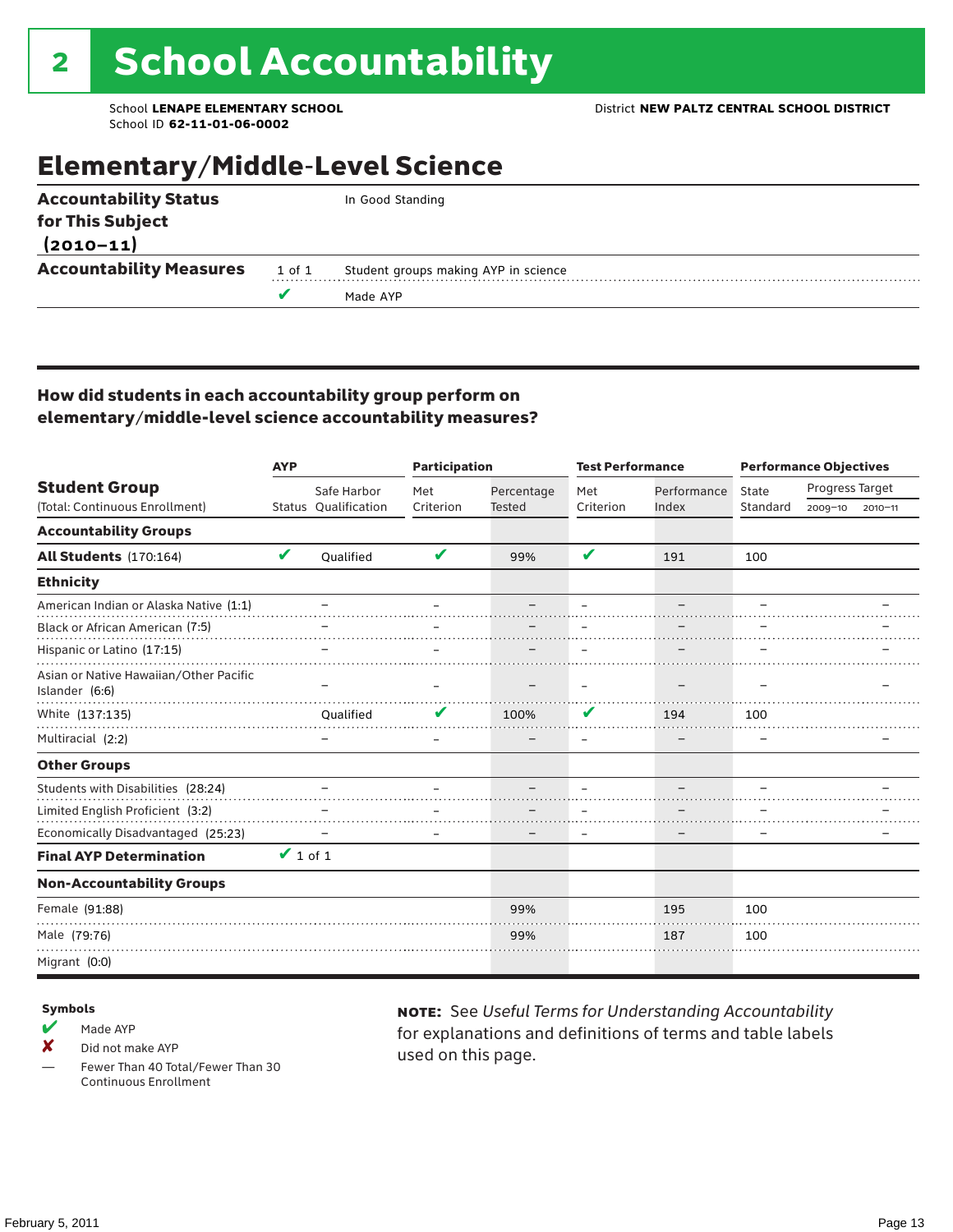# 2 School Accountability

School **LENAPE ELEMENTARY SCHOOL**
School ID **62-11-01-06-0002**

District **NEW PALTZ CENTRAL SCHOOL DISTRICT**

## Elementary/Middle-Level Science

| | | |
|---|---|---|
| **Accountability Status for This Subject (2010–11)** | | In Good Standing |
| **Accountability Measures** | 1 of 1 | Student groups making AYP in science |
| | ✔ | Made AYP |

### How did students in each accountability group perform on elementary/middle-level science accountability measures?

| Student Group (Total: Continuous Enrollment) | AYP Status | AYP Safe Harbor Qualification | Participation Met Criterion | Participation Percentage Tested | Test Performance Met Criterion | Test Performance Performance Index | Performance Objectives State Standard | Progress Target 2009–10 | Progress Target 2010–11 |
|---|---|---|---|---|---|---|---|---|---|
| **Accountability Groups** | | | | | | | | | |
| **All Students** (170:164) | ✔ | Qualified | ✔ | 99% | ✔ | 191 | 100 | | |
| **Ethnicity** | | | | | | | | | |
| American Indian or Alaska Native (1:1) | | – | – | – | – | – | – | | – |
| Black or African American (7:5) | | – | – | – | – | – | – | | – |
| Hispanic or Latino (17:15) | | – | – | – | – | – | – | | – |
| Asian or Native Hawaiian/Other Pacific Islander (6:6) | | – | – | – | – | – | – | | – |
| White (137:135) | | Qualified | ✔ | 100% | ✔ | 194 | 100 | | |
| Multiracial (2:2) | | – | – | – | – | – | – | | – |
| **Other Groups** | | | | | | | | | |
| Students with Disabilities (28:24) | | – | – | – | – | – | – | | – |
| Limited English Proficient (3:2) | | – | – | – | – | – | – | | – |
| Economically Disadvantaged (25:23) | | – | – | – | – | – | – | | – |
| **Final AYP Determination** | ✔ 1 of 1 | | | | | | | | |
| **Non-Accountability Groups** | | | | | | | | | |
| Female (91:88) | | | | 99% | | 195 | 100 | | |
| Male (79:76) | | | | 99% | | 187 | 100 | | |
| Migrant (0:0) | | | | | | | | | |

**Symbols**

- ✔ Made AYP
- ✘ Did not make AYP
- — Fewer Than 40 Total/Fewer Than 30 Continuous Enrollment

**NOTE:** See *Useful Terms for Understanding Accountability* for explanations and definitions of terms and table labels used on this page.

February 5, 2011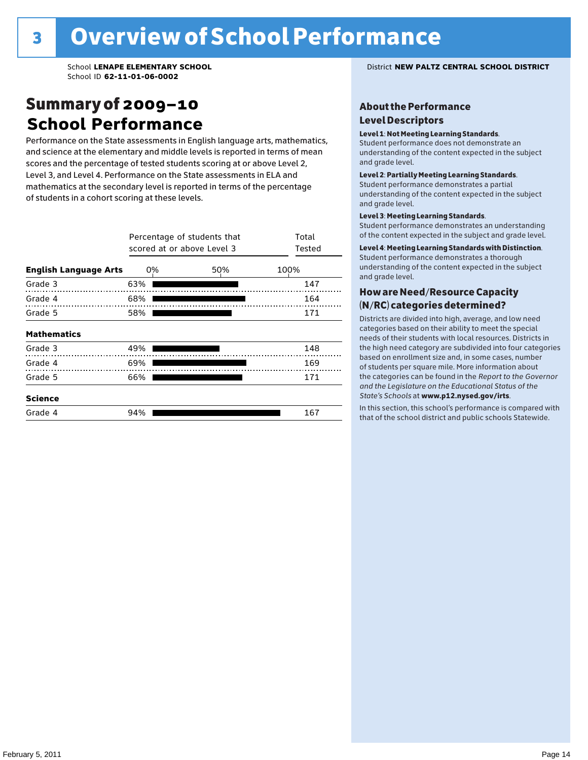# 3 Overview of School Performance

School **LENAPE ELEMENTARY SCHOOL**
School ID **62-11-01-06-0002**

District **NEW PALTZ CENTRAL SCHOOL DISTRICT**

## Summary of 2009–10 School Performance

Performance on the State assessments in English language arts, mathematics, and science at the elementary and middle levels is reported in terms of mean scores and the percentage of tested students scoring at or above Level 2, Level 3, and Level 4. Performance on the State assessments in ELA and mathematics at the secondary level is reported in terms of the percentage of students in a cohort scoring at these levels.

| | Percentage of students that scored at or above Level 3 | Total Tested |
|---|---|---|
| **English Language Arts** | | |
| Grade 3 | 63% | 147 |
| Grade 4 | 68% | 164 |
| Grade 5 | 58% | 171 |
| **Mathematics** | | |
| Grade 3 | 49% | 148 |
| Grade 4 | 69% | 169 |
| Grade 5 | 66% | 171 |
| **Science** | | |
| Grade 4 | 94% | 167 |

### About the Performance Level Descriptors

**Level 1: Not Meeting Learning Standards.** Student performance does not demonstrate an understanding of the content expected in the subject and grade level.

**Level 2: Partially Meeting Learning Standards.** Student performance demonstrates a partial understanding of the content expected in the subject and grade level.

**Level 3: Meeting Learning Standards.** Student performance demonstrates an understanding of the content expected in the subject and grade level.

**Level 4: Meeting Learning Standards with Distinction.** Student performance demonstrates a thorough understanding of the content expected in the subject and grade level.

### How are Need/Resource Capacity (N/RC) categories determined?

Districts are divided into high, average, and low need categories based on their ability to meet the special needs of their students with local resources. Districts in the high need category are subdivided into four categories based on enrollment size and, in some cases, number of students per square mile. More information about the categories can be found in the *Report to the Governor and the Legislature on the Educational Status of the State's Schools* at **www.p12.nysed.gov/irts**.

In this section, this school's performance is compared with that of the school district and public schools Statewide.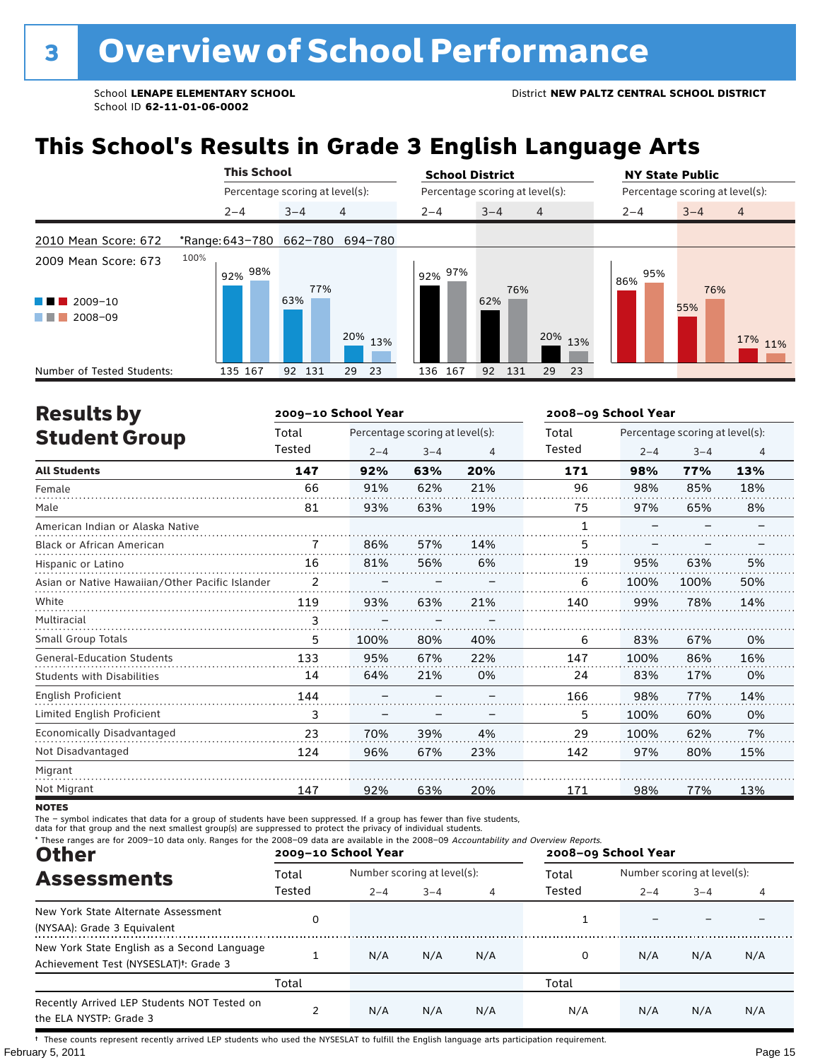# 3 Overview of School Performance

School **LENAPE ELEMENTARY SCHOOL** 
School ID **62-11-01-06-0002**

District **NEW PALTZ CENTRAL SCHOOL DISTRICT**

## This School's Results in Grade 3 English Language Arts

| | This School | | | School District | | | NY State Public | | |
|---|---|---|---|---|---|---|---|---|---|
| Percentage scoring at level(s): | 2–4 | 3–4 | 4 | 2–4 | 3–4 | 4 | 2–4 | 3–4 | 4 |
| 2010 Mean Score: 672 — *Range: | 643–780 | 662–780 | 694–780 | | | | | | |
| 2009 Mean Score: 673 | | | | | | | | | |
| 2009–10 | 92% | 63% | 20% | 92% | 62% | 20% | 86% | 55% | 17% |
| 2008–09 | 98% | 77% | 13% | 97% | 76% | 13% | 95% | 76% | 11% |
| Number of Tested Students (2009–10) | 135 | 92 | 29 | 136 | 92 | 29 | | | |
| Number of Tested Students (2008–09) | 167 | 131 | 23 | 167 | 131 | 23 | | | |

## Results by Student Group

| | 2009–10 School Year | | | | 2008–09 School Year | | | |
|---|---|---|---|---|---|---|---|---|
| | Total Tested | Percentage scoring at level(s): 2–4 | 3–4 | 4 | Total Tested | Percentage scoring at level(s): 2–4 | 3–4 | 4 |
| **All Students** | **147** | **92%** | **63%** | **20%** | **171** | **98%** | **77%** | **13%** |
| Female | 66 | 91% | 62% | 21% | 96 | 98% | 85% | 18% |
| Male | 81 | 93% | 63% | 19% | 75 | 97% | 65% | 8% |
| American Indian or Alaska Native | | | | | 1 | – | – | – |
| Black or African American | 7 | 86% | 57% | 14% | 5 | – | – | – |
| Hispanic or Latino | 16 | 81% | 56% | 6% | 19 | 95% | 63% | 5% |
| Asian or Native Hawaiian/Other Pacific Islander | 2 | – | – | – | 6 | 100% | 100% | 50% |
| White | 119 | 93% | 63% | 21% | 140 | 99% | 78% | 14% |
| Multiracial | 3 | – | – | – | | | | |
| Small Group Totals | 5 | 100% | 80% | 40% | 6 | 83% | 67% | 0% |
| General-Education Students | 133 | 95% | 67% | 22% | 147 | 100% | 86% | 16% |
| Students with Disabilities | 14 | 64% | 21% | 0% | 24 | 83% | 17% | 0% |
| English Proficient | 144 | – | – | – | 166 | 98% | 77% | 14% |
| Limited English Proficient | 3 | – | – | – | 5 | 100% | 60% | 0% |
| Economically Disadvantaged | 23 | 70% | 39% | 4% | 29 | 100% | 62% | 7% |
| Not Disadvantaged | 124 | 96% | 67% | 23% | 142 | 97% | 80% | 15% |
| Migrant | | | | | | | | |
| Not Migrant | 147 | 92% | 63% | 20% | 171 | 98% | 77% | 13% |

**NOTES**

The – symbol indicates that data for a group of students have been suppressed. If a group has fewer than five students, data for that group and the next smallest group(s) are suppressed to protect the privacy of individual students.

\* These ranges are for 2009–10 data only. Ranges for the 2008–09 data are available in the 2008–09 *Accountability and Overview Reports*.

## Other Assessments

| | 2009–10 School Year | | | | 2008–09 School Year | | | |
|---|---|---|---|---|---|---|---|---|
| | Total Tested | Number scoring at level(s): 2–4 | 3–4 | 4 | Total Tested | Number scoring at level(s): 2–4 | 3–4 | 4 |
| New York State Alternate Assessment (NYSAA): Grade 3 Equivalent | 0 | | | | 1 | – | – | – |
| New York State English as a Second Language Achievement Test (NYSESLAT)†: Grade 3 | 1 | N/A | N/A | N/A | 0 | N/A | N/A | N/A |
| | Total | | | | Total | | | |
| Recently Arrived LEP Students NOT Tested on the ELA NYSTP: Grade 3 | 2 | N/A | N/A | N/A | N/A | N/A | N/A | N/A |

† These counts represent recently arrived LEP students who used the NYSESLAT to fulfill the English language arts participation requirement.

February 5, 2011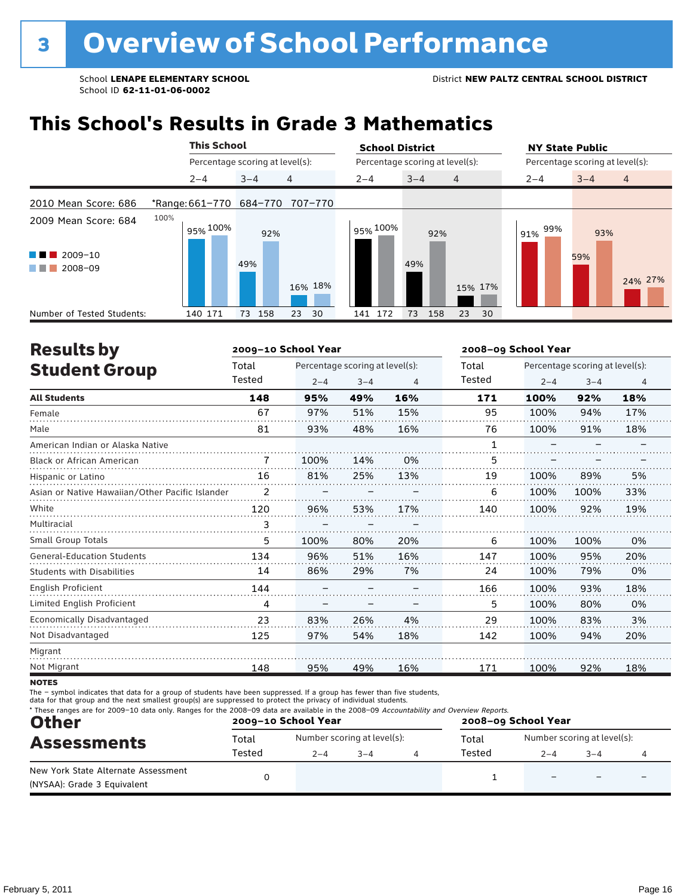# 3 Overview of School Performance

School **LENAPE ELEMENTARY SCHOOL**
School ID **62-11-01-06-0002**

District **NEW PALTZ CENTRAL SCHOOL DISTRICT**

## This School's Results in Grade 3 Mathematics

| | This School | | | School District | | | NY State Public | | |
|---|---|---|---|---|---|---|---|---|---|
| | Percentage scoring at level(s): | | | Percentage scoring at level(s): | | | Percentage scoring at level(s): | | |
| | 2–4 | 3–4 | 4 | 2–4 | 3–4 | 4 | 2–4 | 3–4 | 4 |
| 2010 Mean Score: 686 | *Range: 661–770 | 684–770 | 707–770 | | | | | | |
| 2009 Mean Score: 684 | | | | | | | | | |
| 2009–10 | 95% | 49% | 16% | 95% | 49% | 15% | 91% | 59% | 24% |
| 2008–09 | 100% | 92% | 18% | 100% | 92% | 17% | 99% | 93% | 27% |
| Number of Tested Students: 2009–10 | 140 | 73 | 23 | 141 | 73 | 23 | | | |
| Number of Tested Students: 2008–09 | 171 | 158 | 30 | 172 | 158 | 30 | | | |

## Results by Student Group

| | 2009–10 School Year | | | | 2008–09 School Year | | | |
|---|---|---|---|---|---|---|---|---|
| | Total Tested | Percentage scoring at level(s): 2–4 | 3–4 | 4 | Total Tested | Percentage scoring at level(s): 2–4 | 3–4 | 4 |
| **All Students** | **148** | **95%** | **49%** | **16%** | **171** | **100%** | **92%** | **18%** |
| Female | 67 | 97% | 51% | 15% | 95 | 100% | 94% | 17% |
| Male | 81 | 93% | 48% | 16% | 76 | 100% | 91% | 18% |
| American Indian or Alaska Native | | | | | 1 | – | – | – |
| Black or African American | 7 | 100% | 14% | 0% | 5 | – | – | – |
| Hispanic or Latino | 16 | 81% | 25% | 13% | 19 | 100% | 89% | 5% |
| Asian or Native Hawaiian/Other Pacific Islander | 2 | – | – | – | 6 | 100% | 100% | 33% |
| White | 120 | 96% | 53% | 17% | 140 | 100% | 92% | 19% |
| Multiracial | 3 | – | – | – | | | | |
| Small Group Totals | 5 | 100% | 80% | 20% | 6 | 100% | 100% | 0% |
| General-Education Students | 134 | 96% | 51% | 16% | 147 | 100% | 95% | 20% |
| Students with Disabilities | 14 | 86% | 29% | 7% | 24 | 100% | 79% | 0% |
| English Proficient | 144 | – | – | – | 166 | 100% | 93% | 18% |
| Limited English Proficient | 4 | – | – | – | 5 | 100% | 80% | 0% |
| Economically Disadvantaged | 23 | 83% | 26% | 4% | 29 | 100% | 83% | 3% |
| Not Disadvantaged | 125 | 97% | 54% | 18% | 142 | 100% | 94% | 20% |
| Migrant | | | | | | | | |
| Not Migrant | 148 | 95% | 49% | 16% | 171 | 100% | 92% | 18% |

**NOTES**
The – symbol indicates that data for a group of students have been suppressed. If a group has fewer than five students, data for that group and the next smallest group(s) are suppressed to protect the privacy of individual students.
* These ranges are for 2009–10 data only. Ranges for the 2008–09 data are available in the 2008–09 *Accountability and Overview Reports.*

## Other Assessments

| | 2009–10 School Year | | | | 2008–09 School Year | | | |
|---|---|---|---|---|---|---|---|---|
| | Total Tested | Number scoring at level(s): 2–4 | 3–4 | 4 | Total Tested | Number scoring at level(s): 2–4 | 3–4 | 4 |
| New York State Alternate Assessment (NYSAA): Grade 3 Equivalent | 0 | | | | 1 | – | – | – |

February 5, 2011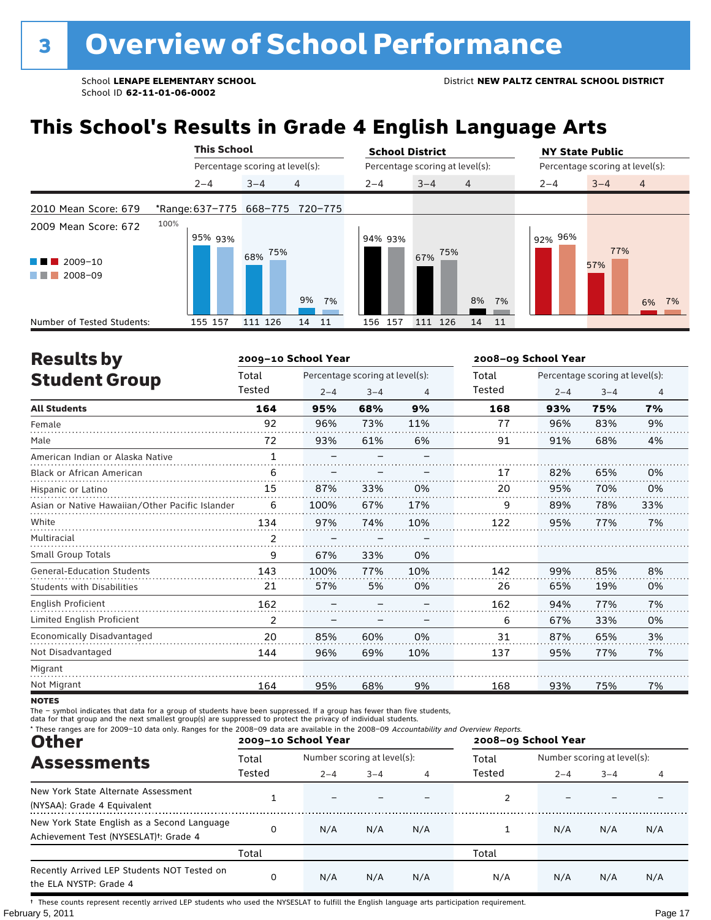# 3 Overview of School Performance

School **LENAPE ELEMENTARY SCHOOL**
School ID **62-11-01-06-0002**

District **NEW PALTZ CENTRAL SCHOOL DISTRICT**

## This School's Results in Grade 4 English Language Arts

| | This School | | | School District | | | NY State Public | | |
|---|---|---|---|---|---|---|---|---|---|
| Percentage scoring at level(s): | 2–4 | 3–4 | 4 | 2–4 | 3–4 | 4 | 2–4 | 3–4 | 4 |
| 2010 Mean Score: 679 *Range: | 637–775 | 668–775 | 720–775 | | | | | | |
| 2009 Mean Score: 672 | | | | | | | | | |
| 2009–10 | 95% | 68% | 9% | 94% | 67% | 8% | 92% | 57% | 6% |
| 2008–09 | 93% | 75% | 7% | 93% | 75% | 7% | 96% | 77% | 7% |
| Number of Tested Students: 2009–10 | 155 | 111 | 14 | 156 | 111 | 14 | | | |
| Number of Tested Students: 2008–09 | 157 | 126 | 11 | 157 | 126 | 11 | | | |

## Results by Student Group

| | 2009–10 School Year | | | | 2008–09 School Year | | | |
|---|---|---|---|---|---|---|---|---|
| | Total Tested | Percentage scoring at level(s): 2–4 | 3–4 | 4 | Total Tested | Percentage scoring at level(s): 2–4 | 3–4 | 4 |
| **All Students** | **164** | **95%** | **68%** | **9%** | **168** | **93%** | **75%** | **7%** |
| Female | 92 | 96% | 73% | 11% | 77 | 96% | 83% | 9% |
| Male | 72 | 93% | 61% | 6% | 91 | 91% | 68% | 4% |
| American Indian or Alaska Native | 1 | – | – | – | | | | |
| Black or African American | 6 | – | – | – | 17 | 82% | 65% | 0% |
| Hispanic or Latino | 15 | 87% | 33% | 0% | 20 | 95% | 70% | 0% |
| Asian or Native Hawaiian/Other Pacific Islander | 6 | 100% | 67% | 17% | 9 | 89% | 78% | 33% |
| White | 134 | 97% | 74% | 10% | 122 | 95% | 77% | 7% |
| Multiracial | 2 | – | – | – | | | | |
| Small Group Totals | 9 | 67% | 33% | 0% | | | | |
| General-Education Students | 143 | 100% | 77% | 10% | 142 | 99% | 85% | 8% |
| Students with Disabilities | 21 | 57% | 5% | 0% | 26 | 65% | 19% | 0% |
| English Proficient | 162 | – | – | – | 162 | 94% | 77% | 7% |
| Limited English Proficient | 2 | – | – | – | 6 | 67% | 33% | 0% |
| Economically Disadvantaged | 20 | 85% | 60% | 0% | 31 | 87% | 65% | 3% |
| Not Disadvantaged | 144 | 96% | 69% | 10% | 137 | 95% | 77% | 7% |
| Migrant | | | | | | | | |
| Not Migrant | 164 | 95% | 68% | 9% | 168 | 93% | 75% | 7% |

**NOTES**

The – symbol indicates that data for a group of students have been suppressed. If a group has fewer than five students, data for that group and the next smallest group(s) are suppressed to protect the privacy of individual students.

\* These ranges are for 2009–10 data only. Ranges for the 2008–09 data are available in the 2008–09 *Accountability and Overview Reports*.

## Other Assessments

| | 2009–10 School Year | | | | 2008–09 School Year | | | |
|---|---|---|---|---|---|---|---|---|
| | Total Tested | Number scoring at level(s): 2–4 | 3–4 | 4 | Total Tested | Number scoring at level(s): 2–4 | 3–4 | 4 |
| New York State Alternate Assessment (NYSAA): Grade 4 Equivalent | 1 | – | – | – | 2 | – | – | – |
| New York State English as a Second Language Achievement Test (NYSESLAT)†: Grade 4 | 0 | N/A | N/A | N/A | 1 | N/A | N/A | N/A |
| | Total | | | | Total | | | |
| Recently Arrived LEP Students NOT Tested on the ELA NYSTP: Grade 4 | 0 | N/A | N/A | N/A | N/A | N/A | N/A | N/A |

† These counts represent recently arrived LEP students who used the NYSESLAT to fulfill the English language arts participation requirement.

February 5, 2011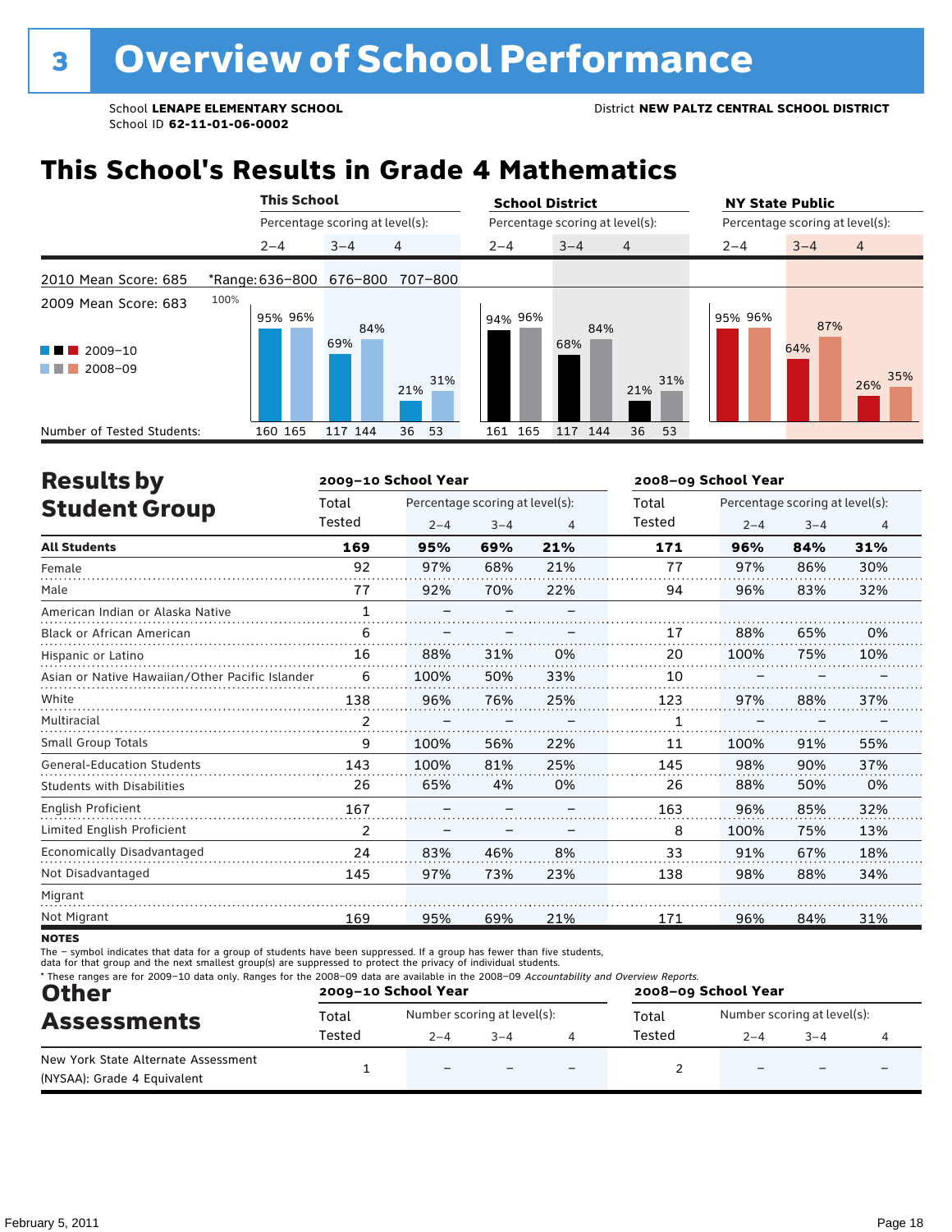# 3 Overview of School Performance

School **LENAPE ELEMENTARY SCHOOL**
School ID **62-11-01-06-0002**

District **NEW PALTZ CENTRAL SCHOOL DISTRICT**

## This School's Results in Grade 4 Mathematics

2010 Mean Score: 685
2009 Mean Score: 683

*Range: 636–800 (2–4), 676–800 (3–4), 707–800 (4)

| | This School 2–4 | | This School 3–4 | | This School 4 | | School District 2–4 | | School District 3–4 | | School District 4 | | NY State Public 2–4 | | NY State Public 3–4 | | NY State Public 4 | |
|---|---|---|---|---|---|---|---|---|---|---|---|---|---|---|---|---|---|---|
| | 2009–10 | 2008–09 | 2009–10 | 2008–09 | 2009–10 | 2008–09 | 2009–10 | 2008–09 | 2009–10 | 2008–09 | 2009–10 | 2008–09 | 2009–10 | 2008–09 | 2009–10 | 2008–09 | 2009–10 | 2008–09 |
| Percentage | 95% | 96% | 69% | 84% | 21% | 31% | 94% | 96% | 68% | 84% | 21% | 31% | 95% | 96% | 64% | 87% | 26% | 35% |
| Number of Tested Students | 160 | 165 | 117 | 144 | 36 | 53 | 161 | 165 | 117 | 144 | 36 | 53 | | | | | | |

## Results by Student Group

| | 2009–10 School Year | | | | 2008–09 School Year | | | |
|---|---|---|---|---|---|---|---|---|
| | Total Tested | Percentage scoring at level(s): 2–4 | 3–4 | 4 | Total Tested | Percentage scoring at level(s): 2–4 | 3–4 | 4 |
| **All Students** | **169** | **95%** | **69%** | **21%** | **171** | **96%** | **84%** | **31%** |
| Female | 92 | 97% | 68% | 21% | 77 | 97% | 86% | 30% |
| Male | 77 | 92% | 70% | 22% | 94 | 96% | 83% | 32% |
| American Indian or Alaska Native | 1 | – | – | – | | | | |
| Black or African American | 6 | – | – | – | 17 | 88% | 65% | 0% |
| Hispanic or Latino | 16 | 88% | 31% | 0% | 20 | 100% | 75% | 10% |
| Asian or Native Hawaiian/Other Pacific Islander | 6 | 100% | 50% | 33% | 10 | – | – | – |
| White | 138 | 96% | 76% | 25% | 123 | 97% | 88% | 37% |
| Multiracial | 2 | – | – | – | 1 | – | – | – |
| Small Group Totals | 9 | 100% | 56% | 22% | 11 | 100% | 91% | 55% |
| General-Education Students | 143 | 100% | 81% | 25% | 145 | 98% | 90% | 37% |
| Students with Disabilities | 26 | 65% | 4% | 0% | 26 | 88% | 50% | 0% |
| English Proficient | 167 | – | – | – | 163 | 96% | 85% | 32% |
| Limited English Proficient | 2 | – | – | – | 8 | 100% | 75% | 13% |
| Economically Disadvantaged | 24 | 83% | 46% | 8% | 33 | 91% | 67% | 18% |
| Not Disadvantaged | 145 | 97% | 73% | 23% | 138 | 98% | 88% | 34% |
| Migrant | | | | | | | | |
| Not Migrant | 169 | 95% | 69% | 21% | 171 | 96% | 84% | 31% |

**NOTES**
The – symbol indicates that data for a group of students have been suppressed. If a group has fewer than five students, data for that group and the next smallest group(s) are suppressed to protect the privacy of individual students.
* These ranges are for 2009–10 data only. Ranges for the 2008–09 data are available in the 2008–09 *Accountability and Overview Reports.*

## Other Assessments

| | 2009–10 School Year | | | | 2008–09 School Year | | | |
|---|---|---|---|---|---|---|---|---|
| | Total Tested | Number scoring at level(s): 2–4 | 3–4 | 4 | Total Tested | Number scoring at level(s): 2–4 | 3–4 | 4 |
| New York State Alternate Assessment (NYSAA): Grade 4 Equivalent | 1 | – | – | – | 2 | – | – | – |

February 5, 2011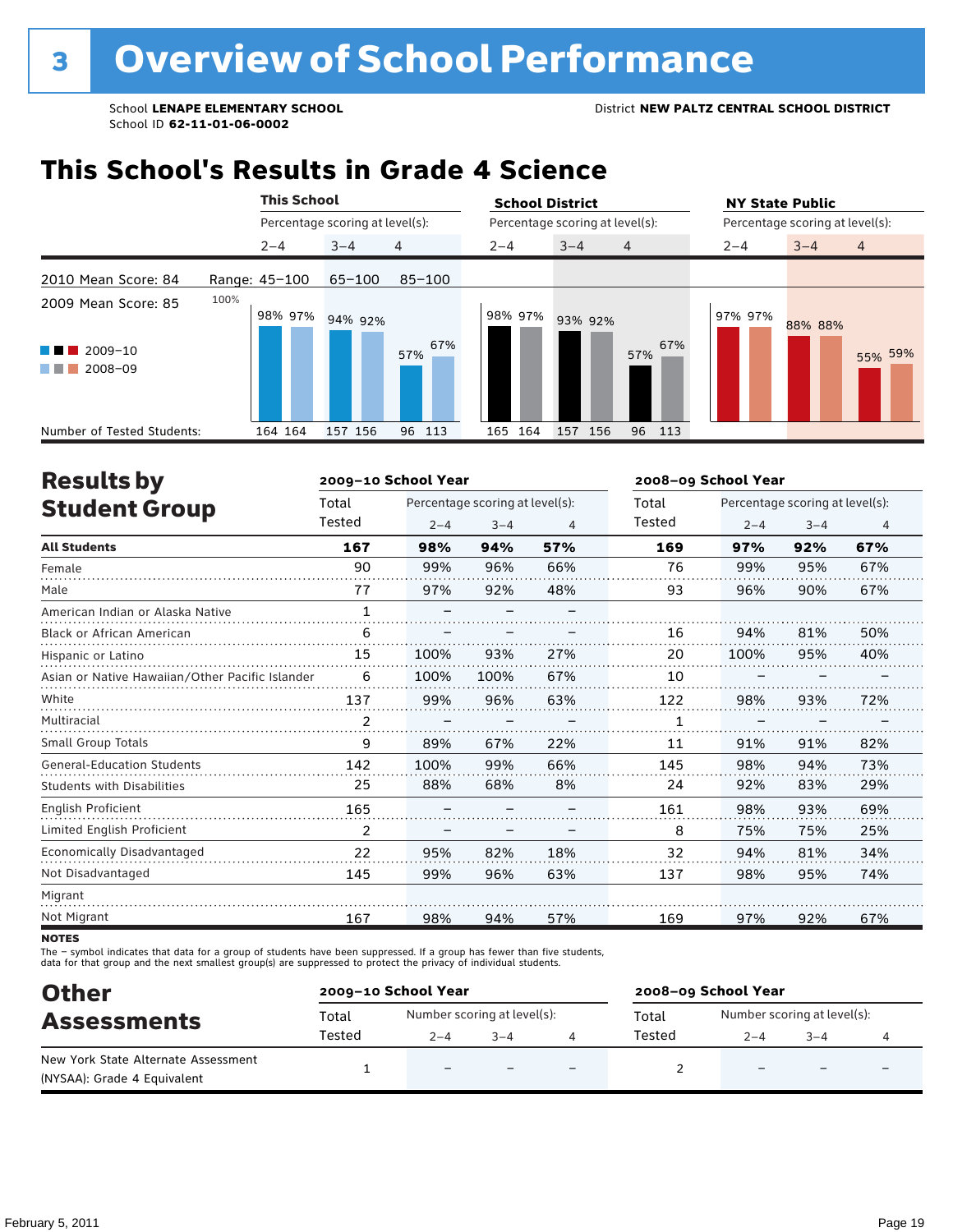# 3 Overview of School Performance

School **LENAPE ELEMENTARY SCHOOL**
School ID **62-11-01-06-0002**

District **NEW PALTZ CENTRAL SCHOOL DISTRICT**

## This School's Results in Grade 4 Science

2010 Mean Score: 84
2009 Mean Score: 85

Range: 45–100 (2–4), 65–100 (3–4), 85–100 (4)

| | This School | | | | | | School District | | | | | | NY State Public | | | | | |
|---|---|---|---|---|---|---|---|---|---|---|---|---|---|---|---|---|---|---|
| Percentage scoring at level(s): | 2–4 | | 3–4 | | 4 | | 2–4 | | 3–4 | | 4 | | 2–4 | | 3–4 | | 4 | |
| | 2009–10 | 2008–09 | 2009–10 | 2008–09 | 2009–10 | 2008–09 | 2009–10 | 2008–09 | 2009–10 | 2008–09 | 2009–10 | 2008–09 | 2009–10 | 2008–09 | 2009–10 | 2008–09 | 2009–10 | 2008–09 |
| Percentage | 98% | 97% | 94% | 92% | 57% | 67% | 98% | 97% | 93% | 92% | 57% | 67% | 97% | 97% | 88% | 88% | 55% | 59% |
| Number of Tested Students: | 164 | 164 | 157 | 156 | 96 | 113 | 165 | 164 | 157 | 156 | 96 | 113 | | | | | | |

## Results by Student Group

| | 2009–10 School Year | | | | 2008–09 School Year | | | |
|---|---|---|---|---|---|---|---|---|
| | Total Tested | Percentage scoring at level(s): 2–4 | 3–4 | 4 | Total Tested | Percentage scoring at level(s): 2–4 | 3–4 | 4 |
| **All Students** | **167** | **98%** | **94%** | **57%** | **169** | **97%** | **92%** | **67%** |
| Female | 90 | 99% | 96% | 66% | 76 | 99% | 95% | 67% |
| Male | 77 | 97% | 92% | 48% | 93 | 96% | 90% | 67% |
| American Indian or Alaska Native | 1 | – | – | – | | | | |
| Black or African American | 6 | – | – | – | 16 | 94% | 81% | 50% |
| Hispanic or Latino | 15 | 100% | 93% | 27% | 20 | 100% | 95% | 40% |
| Asian or Native Hawaiian/Other Pacific Islander | 6 | 100% | 100% | 67% | 10 | – | – | – |
| White | 137 | 99% | 96% | 63% | 122 | 98% | 93% | 72% |
| Multiracial | 2 | – | – | – | 1 | – | – | – |
| Small Group Totals | 9 | 89% | 67% | 22% | 11 | 91% | 91% | 82% |
| General-Education Students | 142 | 100% | 99% | 66% | 145 | 98% | 94% | 73% |
| Students with Disabilities | 25 | 88% | 68% | 8% | 24 | 92% | 83% | 29% |
| English Proficient | 165 | – | – | – | 161 | 98% | 93% | 69% |
| Limited English Proficient | 2 | – | – | – | 8 | 75% | 75% | 25% |
| Economically Disadvantaged | 22 | 95% | 82% | 18% | 32 | 94% | 81% | 34% |
| Not Disadvantaged | 145 | 99% | 96% | 63% | 137 | 98% | 95% | 74% |
| Migrant | | | | | | | | |
| Not Migrant | 167 | 98% | 94% | 57% | 169 | 97% | 92% | 67% |

**NOTES**

The – symbol indicates that data for a group of students have been suppressed. If a group has fewer than five students, data for that group and the next smallest group(s) are suppressed to protect the privacy of individual students.

## Other Assessments

| | 2009–10 School Year | | | | 2008–09 School Year | | | |
|---|---|---|---|---|---|---|---|---|
| | Total Tested | Number scoring at level(s): 2–4 | 3–4 | 4 | Total Tested | Number scoring at level(s): 2–4 | 3–4 | 4 |
| New York State Alternate Assessment (NYSAA): Grade 4 Equivalent | 1 | – | – | – | 2 | – | – | – |

February 5, 2011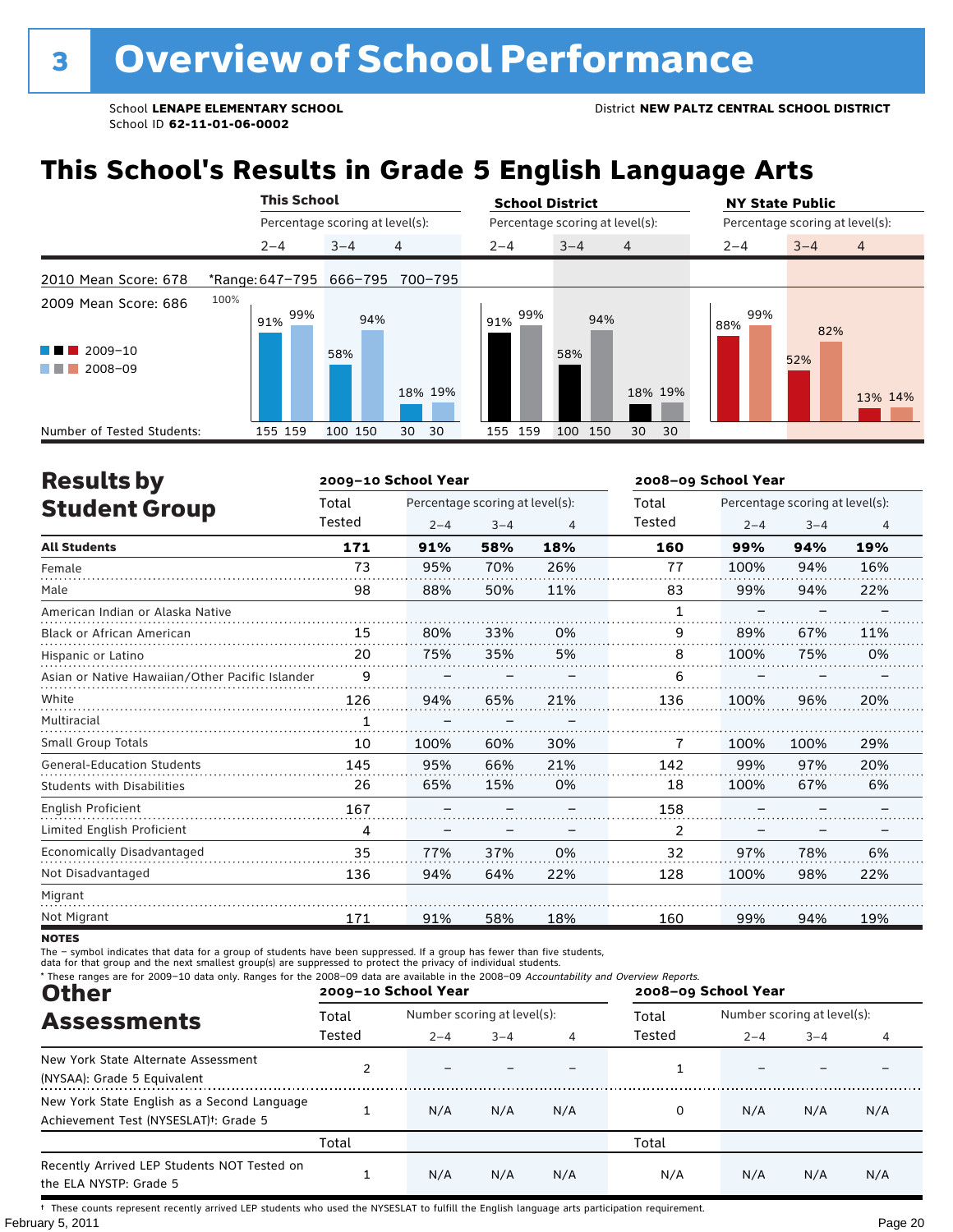# 3 Overview of School Performance

School **LENAPE ELEMENTARY SCHOOL**
School ID **62-11-01-06-0002**

District **NEW PALTZ CENTRAL SCHOOL DISTRICT**

## This School's Results in Grade 5 English Language Arts

2010 Mean Score: 678
2009 Mean Score: 686

*Range: 647–795 (2–4), 666–795 (3–4), 700–795 (4)

| | This School 2–4 | This School 3–4 | This School 4 | School District 2–4 | School District 3–4 | School District 4 | NY State Public 2–4 | NY State Public 3–4 | NY State Public 4 |
|---|---|---|---|---|---|---|---|---|---|
| 2009–10 | 91% | 58% | 18% | 91% | 58% | 18% | 88% | 52% | 13% |
| 2008–09 | 99% | 94% | 19% | 99% | 94% | 19% | 99% | 82% | 14% |
| Number of Tested Students (2009–10) | 155 | 100 | 30 | 155 | 100 | 30 | | | |
| Number of Tested Students (2008–09) | 159 | 150 | 30 | 159 | 150 | 30 | | | |

## Results by Student Group

| | 2009–10 School Year | | | | 2008–09 School Year | | | |
|---|---|---|---|---|---|---|---|---|
| | Total Tested | Percentage scoring at level(s): 2–4 | 3–4 | 4 | Total Tested | Percentage scoring at level(s): 2–4 | 3–4 | 4 |
| **All Students** | **171** | **91%** | **58%** | **18%** | **160** | **99%** | **94%** | **19%** |
| Female | 73 | 95% | 70% | 26% | 77 | 100% | 94% | 16% |
| Male | 98 | 88% | 50% | 11% | 83 | 99% | 94% | 22% |
| American Indian or Alaska Native | | | | | 1 | – | – | – |
| Black or African American | 15 | 80% | 33% | 0% | 9 | 89% | 67% | 11% |
| Hispanic or Latino | 20 | 75% | 35% | 5% | 8 | 100% | 75% | 0% |
| Asian or Native Hawaiian/Other Pacific Islander | 9 | – | – | – | 6 | – | – | – |
| White | 126 | 94% | 65% | 21% | 136 | 100% | 96% | 20% |
| Multiracial | 1 | – | – | – | | | | |
| Small Group Totals | 10 | 100% | 60% | 30% | 7 | 100% | 100% | 29% |
| General-Education Students | 145 | 95% | 66% | 21% | 142 | 99% | 97% | 20% |
| Students with Disabilities | 26 | 65% | 15% | 0% | 18 | 100% | 67% | 6% |
| English Proficient | 167 | – | – | – | 158 | – | – | – |
| Limited English Proficient | 4 | – | – | – | 2 | – | – | – |
| Economically Disadvantaged | 35 | 77% | 37% | 0% | 32 | 97% | 78% | 6% |
| Not Disadvantaged | 136 | 94% | 64% | 22% | 128 | 100% | 98% | 22% |
| Migrant | | | | | | | | |
| Not Migrant | 171 | 91% | 58% | 18% | 160 | 99% | 94% | 19% |

**NOTES**

The – symbol indicates that data for a group of students have been suppressed. If a group has fewer than five students, data for that group and the next smallest group(s) are suppressed to protect the privacy of individual students.

* These ranges are for 2009–10 data only. Ranges for the 2008–09 data are available in the 2008–09 *Accountability and Overview Reports*.

## Other Assessments

| | 2009–10 School Year | | | | 2008–09 School Year | | | |
|---|---|---|---|---|---|---|---|---|
| | Total Tested | Number scoring at level(s): 2–4 | 3–4 | 4 | Total Tested | Number scoring at level(s): 2–4 | 3–4 | 4 |
| New York State Alternate Assessment (NYSAA): Grade 5 Equivalent | 2 | – | – | – | 1 | – | – | – |
| New York State English as a Second Language Achievement Test (NYSESLAT)†: Grade 5 | 1 | N/A | N/A | N/A | 0 | N/A | N/A | N/A |
| | Total | | | | Total | | | |
| Recently Arrived LEP Students NOT Tested on the ELA NYSTP: Grade 5 | 1 | N/A | N/A | N/A | N/A | N/A | N/A | N/A |

† These counts represent recently arrived LEP students who used the NYSESLAT to fulfill the English language arts participation requirement.

February 5, 2011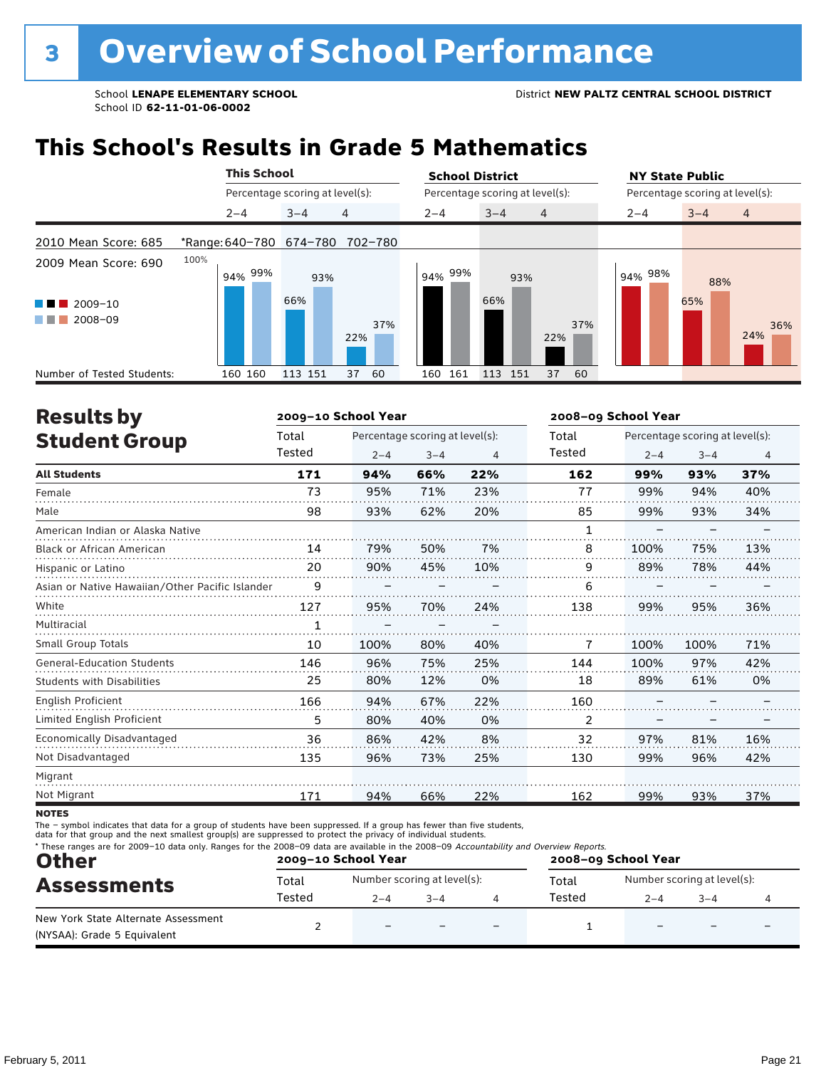# 3 Overview of School Performance

School **LENAPE ELEMENTARY SCHOOL**
School ID **62-11-01-06-0002**

District **NEW PALTZ CENTRAL SCHOOL DISTRICT**

## This School's Results in Grade 5 Mathematics

| | This School | | | School District | | | NY State Public | | |
|---|---|---|---|---|---|---|---|---|---|
| | Percentage scoring at level(s): | | | Percentage scoring at level(s): | | | Percentage scoring at level(s): | | |
| | 2–4 | 3–4 | 4 | 2–4 | 3–4 | 4 | 2–4 | 3–4 | 4 |
| 2010 Mean Score: 685 | *Range: 640–780 | 674–780 | 702–780 | | | | | | |
| 2009 Mean Score: 690 | | | | | | | | | |
| 2009–10 | 94% | 66% | 22% | 94% | 66% | 22% | 94% | 65% | 24% |
| 2008–09 | 99% | 93% | 37% | 99% | 93% | 37% | 98% | 88% | 36% |
| Number of Tested Students: 2009–10 | 160 | 113 | 37 | 160 | 113 | 37 | | | |
| Number of Tested Students: 2008–09 | 160 | 151 | 60 | 161 | 151 | 60 | | | |

## Results by Student Group

| | 2009–10 School Year | | | | 2008–09 School Year | | | |
|---|---|---|---|---|---|---|---|---|
| | Total Tested | Percentage scoring at level(s): 2–4 | 3–4 | 4 | Total Tested | Percentage scoring at level(s): 2–4 | 3–4 | 4 |
| **All Students** | **171** | **94%** | **66%** | **22%** | **162** | **99%** | **93%** | **37%** |
| Female | 73 | 95% | 71% | 23% | 77 | 99% | 94% | 40% |
| Male | 98 | 93% | 62% | 20% | 85 | 99% | 93% | 34% |
| American Indian or Alaska Native | | | | | 1 | – | – | – |
| Black or African American | 14 | 79% | 50% | 7% | 8 | 100% | 75% | 13% |
| Hispanic or Latino | 20 | 90% | 45% | 10% | 9 | 89% | 78% | 44% |
| Asian or Native Hawaiian/Other Pacific Islander | 9 | – | – | – | 6 | – | – | – |
| White | 127 | 95% | 70% | 24% | 138 | 99% | 95% | 36% |
| Multiracial | 1 | – | – | – | | | | |
| Small Group Totals | 10 | 100% | 80% | 40% | 7 | 100% | 100% | 71% |
| General-Education Students | 146 | 96% | 75% | 25% | 144 | 100% | 97% | 42% |
| Students with Disabilities | 25 | 80% | 12% | 0% | 18 | 89% | 61% | 0% |
| English Proficient | 166 | 94% | 67% | 22% | 160 | – | – | – |
| Limited English Proficient | 5 | 80% | 40% | 0% | 2 | – | – | – |
| Economically Disadvantaged | 36 | 86% | 42% | 8% | 32 | 97% | 81% | 16% |
| Not Disadvantaged | 135 | 96% | 73% | 25% | 130 | 99% | 96% | 42% |
| Migrant | | | | | | | | |
| Not Migrant | 171 | 94% | 66% | 22% | 162 | 99% | 93% | 37% |

**NOTES**

The – symbol indicates that data for a group of students have been suppressed. If a group has fewer than five students, data for that group and the next smallest group(s) are suppressed to protect the privacy of individual students.

\* These ranges are for 2009–10 data only. Ranges for the 2008–09 data are available in the 2008–09 *Accountability and Overview Reports.*

## Other Assessments

| | 2009–10 School Year | | | | 2008–09 School Year | | | |
|---|---|---|---|---|---|---|---|---|
| | Total Tested | Number scoring at level(s): 2–4 | 3–4 | 4 | Total Tested | Number scoring at level(s): 2–4 | 3–4 | 4 |
| New York State Alternate Assessment (NYSAA): Grade 5 Equivalent | 2 | – | – | – | 1 | – | – | – |

February 5, 2011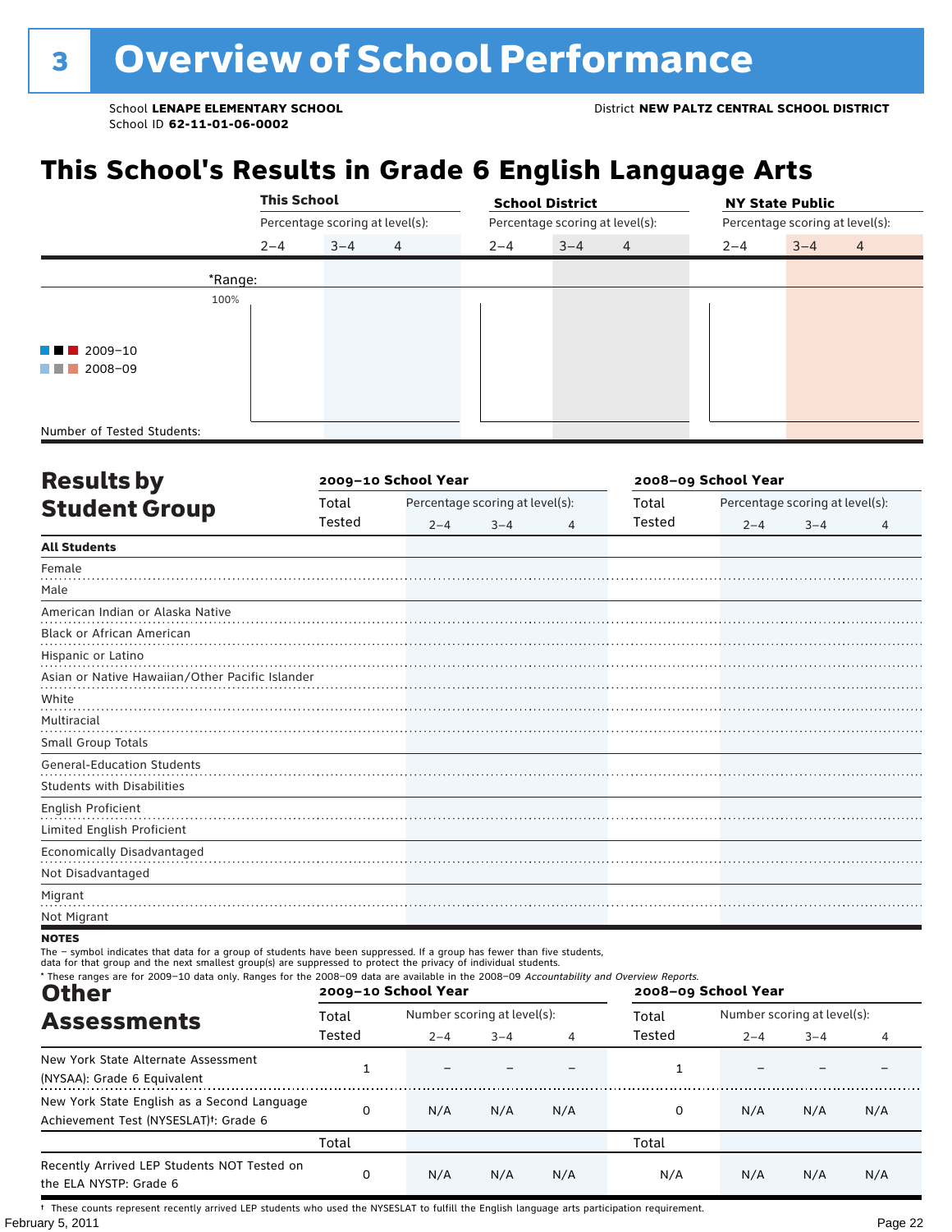# 3 Overview of School Performance

School **LENAPE ELEMENTARY SCHOOL**
School ID **62-11-01-06-0002**

District **NEW PALTZ CENTRAL SCHOOL DISTRICT**

## This School's Results in Grade 6 English Language Arts

| | This School | | | School District | | | NY State Public | | |
|---|---|---|---|---|---|---|---|---|---|
| | Percentage scoring at level(s): | | | Percentage scoring at level(s): | | | Percentage scoring at level(s): | | |
| | 2–4 | 3–4 | 4 | 2–4 | 3–4 | 4 | 2–4 | 3–4 | 4 |
| *Range: | | | | | | | | | |
| Number of Tested Students: | | | | | | | | | |

100%

2009–10
2008–09

## Results by Student Group

| | 2009–10 School Year | | | | 2008–09 School Year | | | |
|---|---|---|---|---|---|---|---|---|
| | Total Tested | Percentage scoring at level(s): 2–4 | 3–4 | 4 | Total Tested | Percentage scoring at level(s): 2–4 | 3–4 | 4 |
| **All Students** | | | | | | | | |
| Female | | | | | | | | |
| Male | | | | | | | | |
| American Indian or Alaska Native | | | | | | | | |
| Black or African American | | | | | | | | |
| Hispanic or Latino | | | | | | | | |
| Asian or Native Hawaiian/Other Pacific Islander | | | | | | | | |
| White | | | | | | | | |
| Multiracial | | | | | | | | |
| Small Group Totals | | | | | | | | |
| General-Education Students | | | | | | | | |
| Students with Disabilities | | | | | | | | |
| English Proficient | | | | | | | | |
| Limited English Proficient | | | | | | | | |
| Economically Disadvantaged | | | | | | | | |
| Not Disadvantaged | | | | | | | | |
| Migrant | | | | | | | | |
| Not Migrant | | | | | | | | |

**NOTES**

The – symbol indicates that data for a group of students have been suppressed. If a group has fewer than five students, data for that group and the next smallest group(s) are suppressed to protect the privacy of individual students.

* These ranges are for 2009–10 data only. Ranges for the 2008–09 data are available in the 2008–09 *Accountability and Overview Reports.*

## Other Assessments

| | 2009–10 School Year | | | | 2008–09 School Year | | | |
|---|---|---|---|---|---|---|---|---|
| | Total Tested | Number scoring at level(s): 2–4 | 3–4 | 4 | Total Tested | Number scoring at level(s): 2–4 | 3–4 | 4 |
| New York State Alternate Assessment (NYSAA): Grade 6 Equivalent | 1 | – | – | – | 1 | – | – | – |
| New York State English as a Second Language Achievement Test (NYSESLAT)†: Grade 6 | 0 | N/A | N/A | N/A | 0 | N/A | N/A | N/A |
| | Total | | | | Total | | | |
| Recently Arrived LEP Students NOT Tested on the ELA NYSTP: Grade 6 | 0 | N/A | N/A | N/A | N/A | N/A | N/A | N/A |

† These counts represent recently arrived LEP students who used the NYSESLAT to fulfill the English language arts participation requirement.

February 5, 2011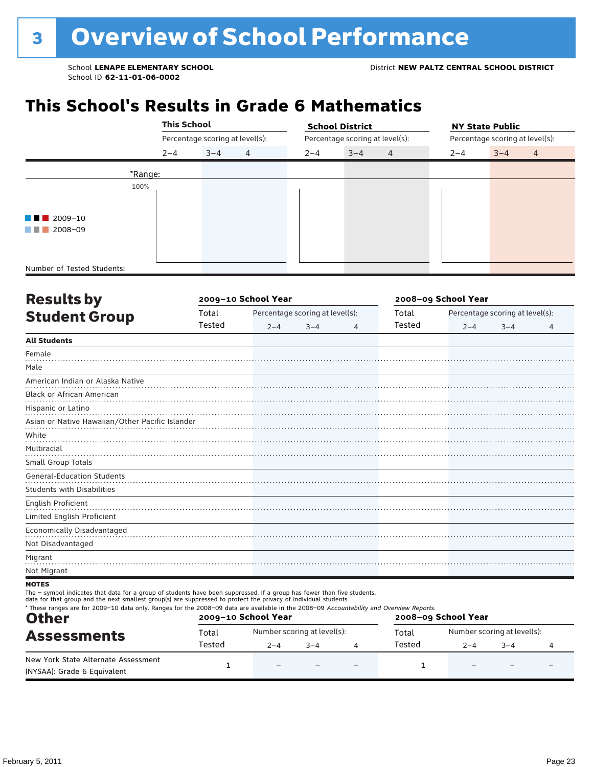# 3 Overview of School Performance

School **LENAPE ELEMENTARY SCHOOL**
School ID **62-11-01-06-0002**

District **NEW PALTZ CENTRAL SCHOOL DISTRICT**

## This School's Results in Grade 6 Mathematics

| | This School | | | School District | | | NY State Public | | |
|---|---|---|---|---|---|---|---|---|---|
| | Percentage scoring at level(s): | | | Percentage scoring at level(s): | | | Percentage scoring at level(s): | | |
| | 2–4 | 3–4 | 4 | 2–4 | 3–4 | 4 | 2–4 | 3–4 | 4 |
| *Range: | | | | | | | | | |
| Number of Tested Students: | | | | | | | | | |

100%

2009–10
2008–09

## Results by Student Group

| | 2009–10 School Year | | | | 2008–09 School Year | | | |
|---|---|---|---|---|---|---|---|---|
| | Total Tested | Percentage scoring at level(s): 2–4 | 3–4 | 4 | Total Tested | Percentage scoring at level(s): 2–4 | 3–4 | 4 |
| **All Students** | | | | | | | | |
| Female | | | | | | | | |
| Male | | | | | | | | |
| American Indian or Alaska Native | | | | | | | | |
| Black or African American | | | | | | | | |
| Hispanic or Latino | | | | | | | | |
| Asian or Native Hawaiian/Other Pacific Islander | | | | | | | | |
| White | | | | | | | | |
| Multiracial | | | | | | | | |
| Small Group Totals | | | | | | | | |
| General-Education Students | | | | | | | | |
| Students with Disabilities | | | | | | | | |
| English Proficient | | | | | | | | |
| Limited English Proficient | | | | | | | | |
| Economically Disadvantaged | | | | | | | | |
| Not Disadvantaged | | | | | | | | |
| Migrant | | | | | | | | |
| Not Migrant | | | | | | | | |

**NOTES**

The – symbol indicates that data for a group of students have been suppressed. If a group has fewer than five students, data for that group and the next smallest group(s) are suppressed to protect the privacy of individual students.

\* These ranges are for 2009–10 data only. Ranges for the 2008–09 data are available in the 2008–09 *Accountability and Overview Reports.*

## Other Assessments

| | 2009–10 School Year | | | | 2008–09 School Year | | | |
|---|---|---|---|---|---|---|---|---|
| | Total Tested | Number scoring at level(s): 2–4 | 3–4 | 4 | Total Tested | Number scoring at level(s): 2–4 | 3–4 | 4 |
| New York State Alternate Assessment (NYSAA): Grade 6 Equivalent | 1 | – | – | – | 1 | – | – | – |

February 5, 2011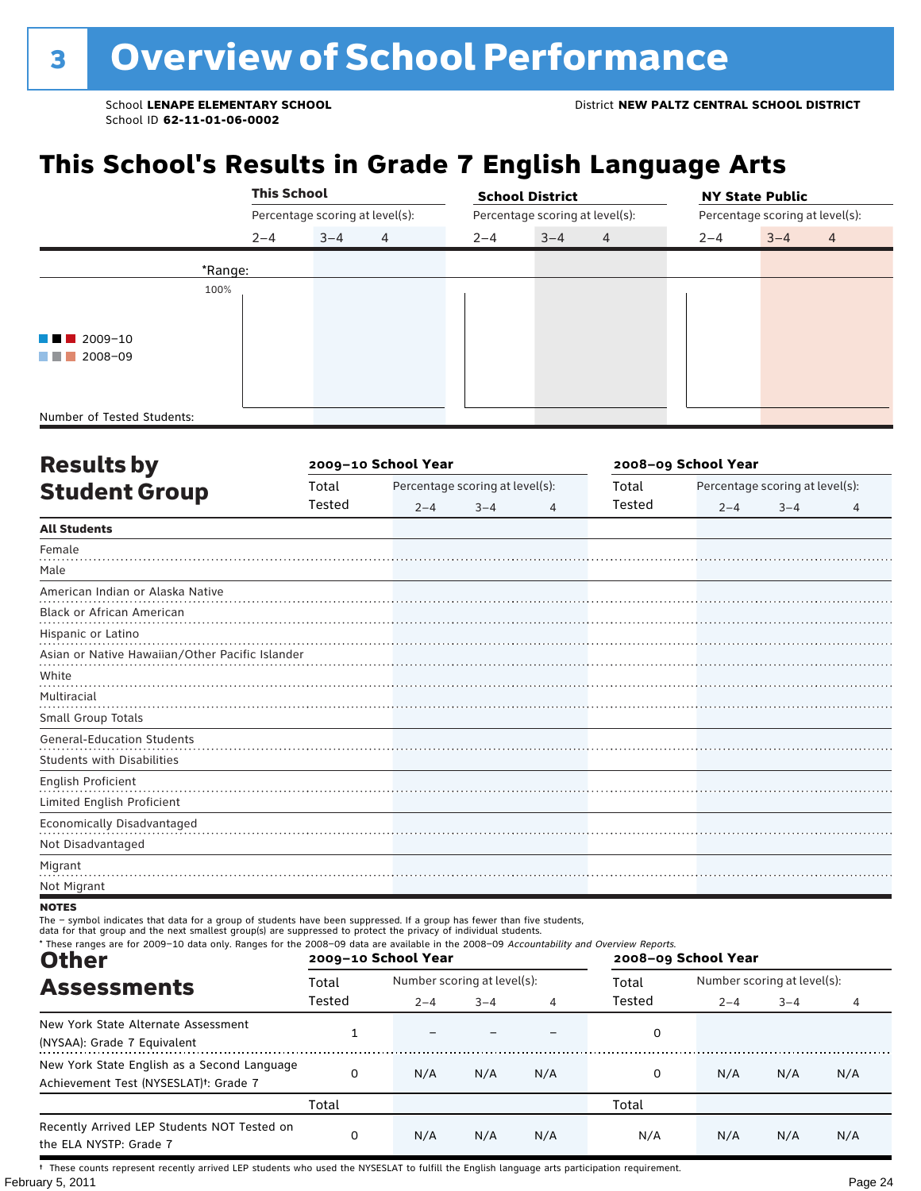# 3 Overview of School Performance

School **LENAPE ELEMENTARY SCHOOL**
School ID **62-11-01-06-0002**

District **NEW PALTZ CENTRAL SCHOOL DISTRICT**

## This School's Results in Grade 7 English Language Arts

| | This School | | | School District | | | NY State Public | | |
|---|---|---|---|---|---|---|---|---|---|
| | Percentage scoring at level(s): | | | Percentage scoring at level(s): | | | Percentage scoring at level(s): | | |
| | 2–4 | 3–4 | 4 | 2–4 | 3–4 | 4 | 2–4 | 3–4 | 4 |
| *Range: | | | | | | | | | |
| Number of Tested Students: | | | | | | | | | |

100%

2009–10
2008–09

## Results by Student Group

| | 2009–10 School Year | | | | 2008–09 School Year | | | |
|---|---|---|---|---|---|---|---|---|
| | Total Tested | Percentage scoring at level(s): 2–4 | 3–4 | 4 | Total Tested | Percentage scoring at level(s): 2–4 | 3–4 | 4 |
| **All Students** | | | | | | | | |
| Female | | | | | | | | |
| Male | | | | | | | | |
| American Indian or Alaska Native | | | | | | | | |
| Black or African American | | | | | | | | |
| Hispanic or Latino | | | | | | | | |
| Asian or Native Hawaiian/Other Pacific Islander | | | | | | | | |
| White | | | | | | | | |
| Multiracial | | | | | | | | |
| Small Group Totals | | | | | | | | |
| General-Education Students | | | | | | | | |
| Students with Disabilities | | | | | | | | |
| English Proficient | | | | | | | | |
| Limited English Proficient | | | | | | | | |
| Economically Disadvantaged | | | | | | | | |
| Not Disadvantaged | | | | | | | | |
| Migrant | | | | | | | | |
| Not Migrant | | | | | | | | |

**NOTES**

The – symbol indicates that data for a group of students have been suppressed. If a group has fewer than five students, data for that group and the next smallest group(s) are suppressed to protect the privacy of individual students.

* These ranges are for 2009–10 data only. Ranges for the 2008–09 data are available in the 2008–09 *Accountability and Overview Reports*.

## Other Assessments

| | 2009–10 School Year | | | | 2008–09 School Year | | | |
|---|---|---|---|---|---|---|---|---|
| | Total Tested | Number scoring at level(s): 2–4 | 3–4 | 4 | Total Tested | Number scoring at level(s): 2–4 | 3–4 | 4 |
| New York State Alternate Assessment (NYSAA): Grade 7 Equivalent | 1 | – | – | – | 0 | | | |
| New York State English as a Second Language Achievement Test (NYSESLAT)†: Grade 7 | 0 | N/A | N/A | N/A | 0 | N/A | N/A | N/A |
| | Total | | | | Total | | | |
| Recently Arrived LEP Students NOT Tested on the ELA NYSTP: Grade 7 | 0 | N/A | N/A | N/A | N/A | N/A | N/A | N/A |

† These counts represent recently arrived LEP students who used the NYSESLAT to fulfill the English language arts participation requirement.

February 5, 2011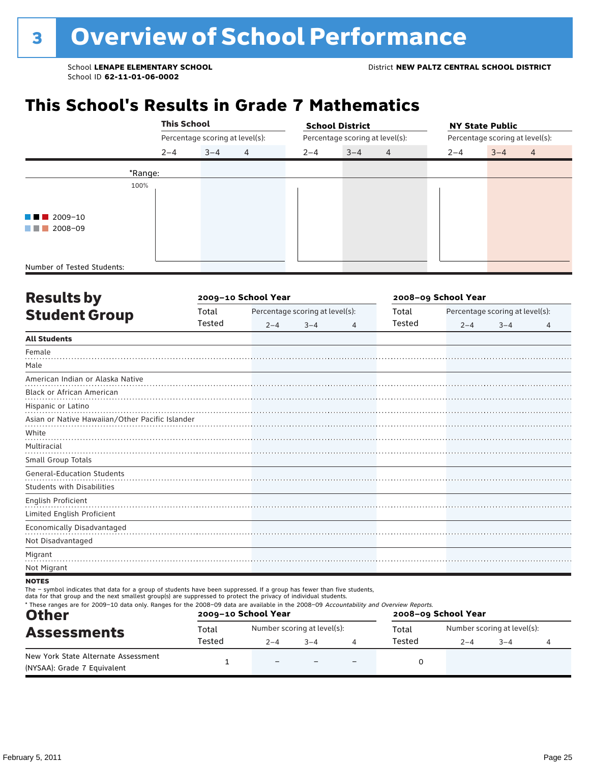# 3 Overview of School Performance

School **LENAPE ELEMENTARY SCHOOL**
School ID **62-11-01-06-0002**

District **NEW PALTZ CENTRAL SCHOOL DISTRICT**

## This School's Results in Grade 7 Mathematics

This School
Percentage scoring at level(s):
2–4 3–4 4

School District
Percentage scoring at level(s):
2–4 3–4 4

NY State Public
Percentage scoring at level(s):
2–4 3–4 4

*Range:
100%
2009–10
2008–09
Number of Tested Students:

## Results by Student Group

| Results by Student Group | 2009–10 School Year | | | | 2008–09 School Year | | | |
|---|---|---|---|---|---|---|---|---|
| | Total Tested | Percentage scoring at level(s): 2–4 | 3–4 | 4 | Total Tested | Percentage scoring at level(s): 2–4 | 3–4 | 4 |
| **All Students** | | | | | | | | |
| Female | | | | | | | | |
| Male | | | | | | | | |
| American Indian or Alaska Native | | | | | | | | |
| Black or African American | | | | | | | | |
| Hispanic or Latino | | | | | | | | |
| Asian or Native Hawaiian/Other Pacific Islander | | | | | | | | |
| White | | | | | | | | |
| Multiracial | | | | | | | | |
| Small Group Totals | | | | | | | | |
| General-Education Students | | | | | | | | |
| Students with Disabilities | | | | | | | | |
| English Proficient | | | | | | | | |
| Limited English Proficient | | | | | | | | |
| Economically Disadvantaged | | | | | | | | |
| Not Disadvantaged | | | | | | | | |
| Migrant | | | | | | | | |
| Not Migrant | | | | | | | | |

**NOTES**

The – symbol indicates that data for a group of students have been suppressed. If a group has fewer than five students, data for that group and the next smallest group(s) are suppressed to protect the privacy of individual students.

* These ranges are for 2009–10 data only. Ranges for the 2008–09 data are available in the 2008–09 *Accountability and Overview Reports*.

## Other Assessments

| Other Assessments | 2009–10 School Year | | | | 2008–09 School Year | | | |
|---|---|---|---|---|---|---|---|---|
| | Total Tested | Number scoring at level(s): 2–4 | 3–4 | 4 | Total Tested | Number scoring at level(s): 2–4 | 3–4 | 4 |
| New York State Alternate Assessment (NYSAA): Grade 7 Equivalent | 1 | – | – | – | 0 | | | |